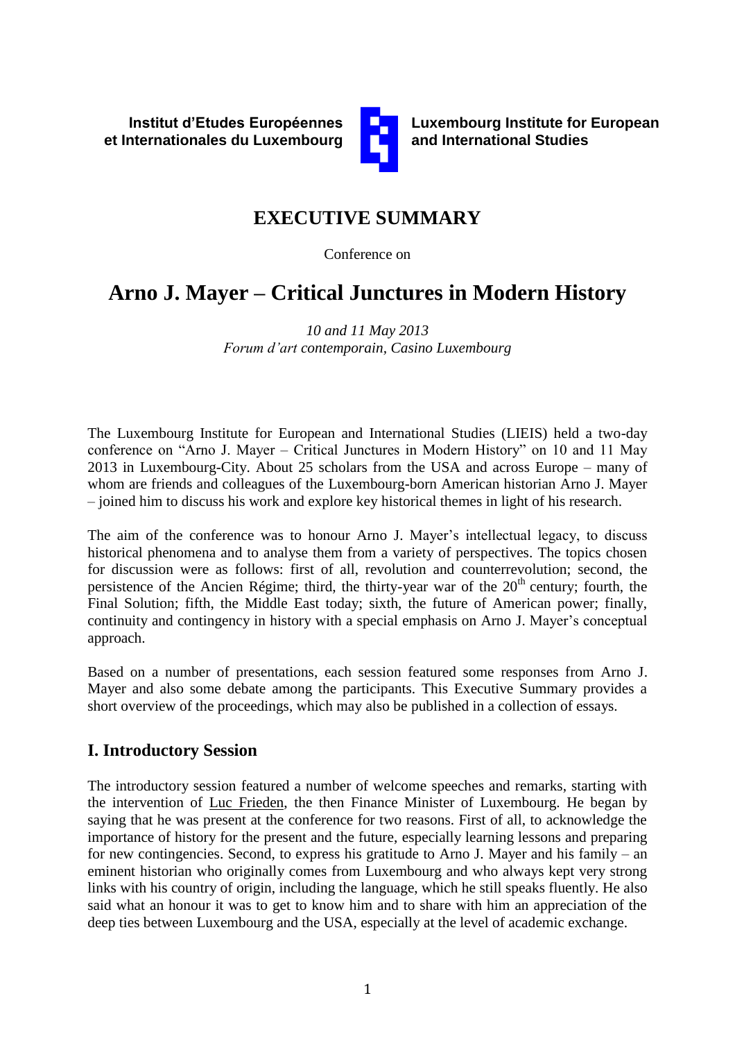**Institut d'Etudes Européennes et Internationales du Luxembourg**

**Luxembourg Institute for European and International Studies**

## EXECUTIVE SUMMARY

Conference on

# Arno J. Mayer – Critical Junctures in Modern History

*10 and 11 May 2013*
*Forum d'art contemporain, Casino Luxembourg*

The Luxembourg Institute for European and International Studies (LIEIS) held a two-day conference on "Arno J. Mayer – Critical Junctures in Modern History" on 10 and 11 May 2013 in Luxembourg-City. About 25 scholars from the USA and across Europe – many of whom are friends and colleagues of the Luxembourg-born American historian Arno J. Mayer – joined him to discuss his work and explore key historical themes in light of his research.

The aim of the conference was to honour Arno J. Mayer's intellectual legacy, to discuss historical phenomena and to analyse them from a variety of perspectives. The topics chosen for discussion were as follows: first of all, revolution and counterrevolution; second, the persistence of the Ancien Régime; third, the thirty-year war of the 20th century; fourth, the Final Solution; fifth, the Middle East today; sixth, the future of American power; finally, continuity and contingency in history with a special emphasis on Arno J. Mayer's conceptual approach.

Based on a number of presentations, each session featured some responses from Arno J. Mayer and also some debate among the participants. This Executive Summary provides a short overview of the proceedings, which may also be published in a collection of essays.

## I. Introductory Session

The introductory session featured a number of welcome speeches and remarks, starting with the intervention of Luc Frieden, the then Finance Minister of Luxembourg. He began by saying that he was present at the conference for two reasons. First of all, to acknowledge the importance of history for the present and the future, especially learning lessons and preparing for new contingencies. Second, to express his gratitude to Arno J. Mayer and his family – an eminent historian who originally comes from Luxembourg and who always kept very strong links with his country of origin, including the language, which he still speaks fluently. He also said what an honour it was to get to know him and to share with him an appreciation of the deep ties between Luxembourg and the USA, especially at the level of academic exchange.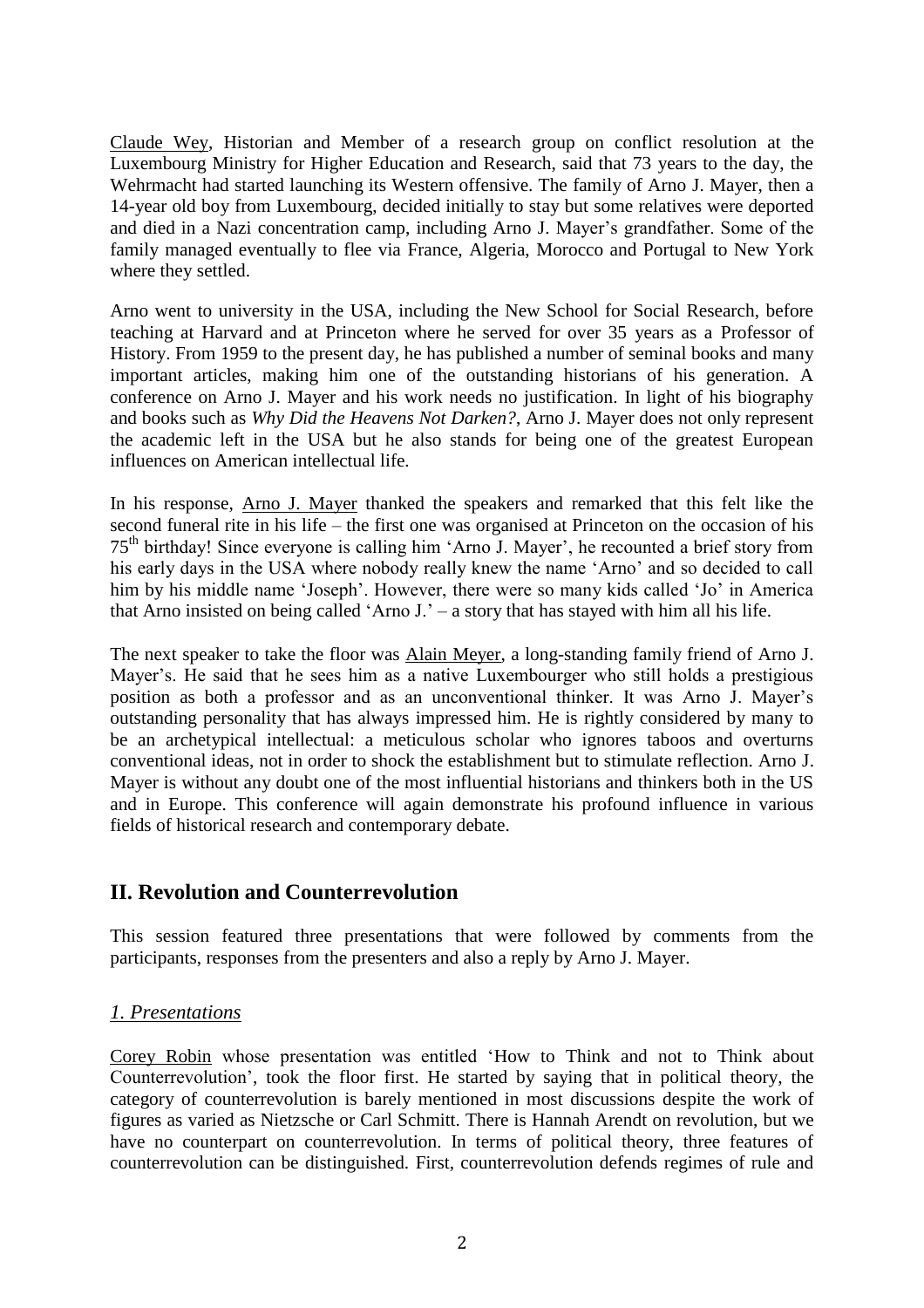Claude Wey, Historian and Member of a research group on conflict resolution at the Luxembourg Ministry for Higher Education and Research, said that 73 years to the day, the Wehrmacht had started launching its Western offensive. The family of Arno J. Mayer, then a 14-year old boy from Luxembourg, decided initially to stay but some relatives were deported and died in a Nazi concentration camp, including Arno J. Mayer's grandfather. Some of the family managed eventually to flee via France, Algeria, Morocco and Portugal to New York where they settled.

Arno went to university in the USA, including the New School for Social Research, before teaching at Harvard and at Princeton where he served for over 35 years as a Professor of History. From 1959 to the present day, he has published a number of seminal books and many important articles, making him one of the outstanding historians of his generation. A conference on Arno J. Mayer and his work needs no justification. In light of his biography and books such as *Why Did the Heavens Not Darken?*, Arno J. Mayer does not only represent the academic left in the USA but he also stands for being one of the greatest European influences on American intellectual life.

In his response, Arno J. Mayer thanked the speakers and remarked that this felt like the second funeral rite in his life – the first one was organised at Princeton on the occasion of his 75th birthday! Since everyone is calling him 'Arno J. Mayer', he recounted a brief story from his early days in the USA where nobody really knew the name 'Arno' and so decided to call him by his middle name 'Joseph'. However, there were so many kids called 'Jo' in America that Arno insisted on being called 'Arno J.' – a story that has stayed with him all his life.

The next speaker to take the floor was Alain Meyer, a long-standing family friend of Arno J. Mayer's. He said that he sees him as a native Luxembourger who still holds a prestigious position as both a professor and as an unconventional thinker. It was Arno J. Mayer's outstanding personality that has always impressed him. He is rightly considered by many to be an archetypical intellectual: a meticulous scholar who ignores taboos and overturns conventional ideas, not in order to shock the establishment but to stimulate reflection. Arno J. Mayer is without any doubt one of the most influential historians and thinkers both in the US and in Europe. This conference will again demonstrate his profound influence in various fields of historical research and contemporary debate.

## II. Revolution and Counterrevolution

This session featured three presentations that were followed by comments from the participants, responses from the presenters and also a reply by Arno J. Mayer.

### *1. Presentations*

Corey Robin whose presentation was entitled 'How to Think and not to Think about Counterrevolution', took the floor first. He started by saying that in political theory, the category of counterrevolution is barely mentioned in most discussions despite the work of figures as varied as Nietzsche or Carl Schmitt. There is Hannah Arendt on revolution, but we have no counterpart on counterrevolution. In terms of political theory, three features of counterrevolution can be distinguished. First, counterrevolution defends regimes of rule and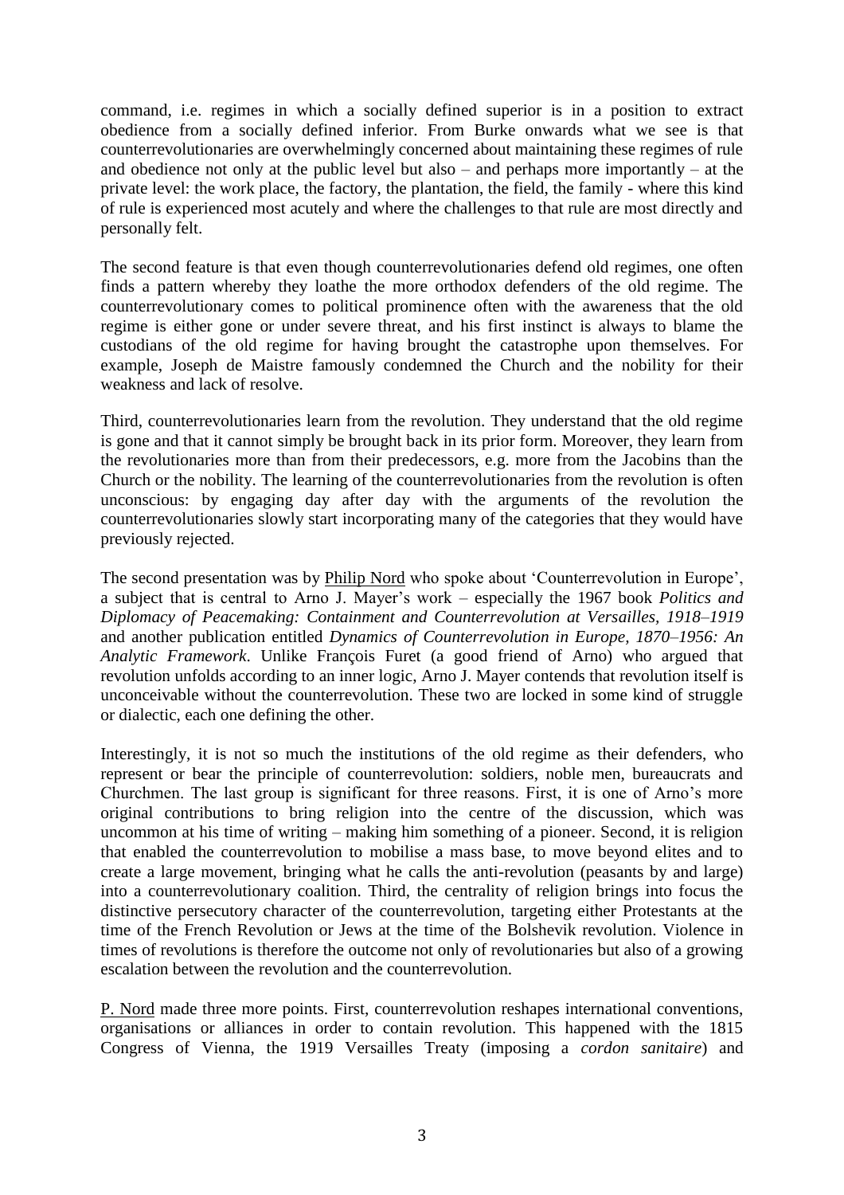command, i.e. regimes in which a socially defined superior is in a position to extract obedience from a socially defined inferior. From Burke onwards what we see is that counterrevolutionaries are overwhelmingly concerned about maintaining these regimes of rule and obedience not only at the public level but also – and perhaps more importantly – at the private level: the work place, the factory, the plantation, the field, the family - where this kind of rule is experienced most acutely and where the challenges to that rule are most directly and personally felt.

The second feature is that even though counterrevolutionaries defend old regimes, one often finds a pattern whereby they loathe the more orthodox defenders of the old regime. The counterrevolutionary comes to political prominence often with the awareness that the old regime is either gone or under severe threat, and his first instinct is always to blame the custodians of the old regime for having brought the catastrophe upon themselves. For example, Joseph de Maistre famously condemned the Church and the nobility for their weakness and lack of resolve.

Third, counterrevolutionaries learn from the revolution. They understand that the old regime is gone and that it cannot simply be brought back in its prior form. Moreover, they learn from the revolutionaries more than from their predecessors, e.g. more from the Jacobins than the Church or the nobility. The learning of the counterrevolutionaries from the revolution is often unconscious: by engaging day after day with the arguments of the revolution the counterrevolutionaries slowly start incorporating many of the categories that they would have previously rejected.

The second presentation was by Philip Nord who spoke about 'Counterrevolution in Europe', a subject that is central to Arno J. Mayer's work – especially the 1967 book *Politics and Diplomacy of Peacemaking: Containment and Counterrevolution at Versailles, 1918–1919* and another publication entitled *Dynamics of Counterrevolution in Europe, 1870–1956: An Analytic Framework*. Unlike François Furet (a good friend of Arno) who argued that revolution unfolds according to an inner logic, Arno J. Mayer contends that revolution itself is unconceivable without the counterrevolution. These two are locked in some kind of struggle or dialectic, each one defining the other.

Interestingly, it is not so much the institutions of the old regime as their defenders, who represent or bear the principle of counterrevolution: soldiers, noble men, bureaucrats and Churchmen. The last group is significant for three reasons. First, it is one of Arno's more original contributions to bring religion into the centre of the discussion, which was uncommon at his time of writing – making him something of a pioneer. Second, it is religion that enabled the counterrevolution to mobilise a mass base, to move beyond elites and to create a large movement, bringing what he calls the anti-revolution (peasants by and large) into a counterrevolutionary coalition. Third, the centrality of religion brings into focus the distinctive persecutory character of the counterrevolution, targeting either Protestants at the time of the French Revolution or Jews at the time of the Bolshevik revolution. Violence in times of revolutions is therefore the outcome not only of revolutionaries but also of a growing escalation between the revolution and the counterrevolution.

P. Nord made three more points. First, counterrevolution reshapes international conventions, organisations or alliances in order to contain revolution. This happened with the 1815 Congress of Vienna, the 1919 Versailles Treaty (imposing a *cordon sanitaire*) and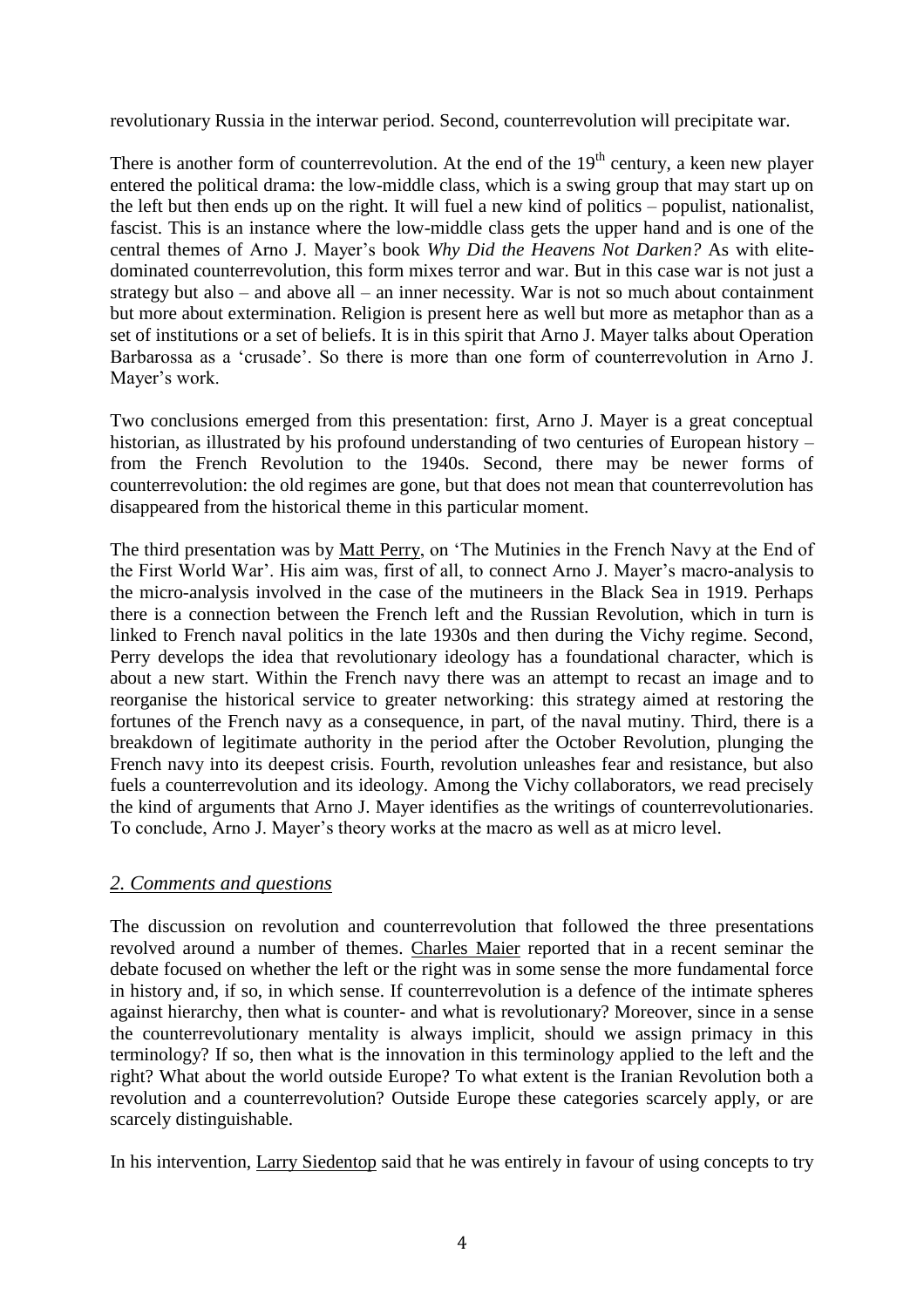revolutionary Russia in the interwar period. Second, counterrevolution will precipitate war.

There is another form of counterrevolution. At the end of the 19th century, a keen new player entered the political drama: the low-middle class, which is a swing group that may start up on the left but then ends up on the right. It will fuel a new kind of politics – populist, nationalist, fascist. This is an instance where the low-middle class gets the upper hand and is one of the central themes of Arno J. Mayer's book *Why Did the Heavens Not Darken?* As with elite-dominated counterrevolution, this form mixes terror and war. But in this case war is not just a strategy but also – and above all – an inner necessity. War is not so much about containment but more about extermination. Religion is present here as well but more as metaphor than as a set of institutions or a set of beliefs. It is in this spirit that Arno J. Mayer talks about Operation Barbarossa as a 'crusade'. So there is more than one form of counterrevolution in Arno J. Mayer's work.

Two conclusions emerged from this presentation: first, Arno J. Mayer is a great conceptual historian, as illustrated by his profound understanding of two centuries of European history – from the French Revolution to the 1940s. Second, there may be newer forms of counterrevolution: the old regimes are gone, but that does not mean that counterrevolution has disappeared from the historical theme in this particular moment.

The third presentation was by Matt Perry, on 'The Mutinies in the French Navy at the End of the First World War'. His aim was, first of all, to connect Arno J. Mayer's macro-analysis to the micro-analysis involved in the case of the mutineers in the Black Sea in 1919. Perhaps there is a connection between the French left and the Russian Revolution, which in turn is linked to French naval politics in the late 1930s and then during the Vichy regime. Second, Perry develops the idea that revolutionary ideology has a foundational character, which is about a new start. Within the French navy there was an attempt to recast an image and to reorganise the historical service to greater networking: this strategy aimed at restoring the fortunes of the French navy as a consequence, in part, of the naval mutiny. Third, there is a breakdown of legitimate authority in the period after the October Revolution, plunging the French navy into its deepest crisis. Fourth, revolution unleashes fear and resistance, but also fuels a counterrevolution and its ideology. Among the Vichy collaborators, we read precisely the kind of arguments that Arno J. Mayer identifies as the writings of counterrevolutionaries. To conclude, Arno J. Mayer's theory works at the macro as well as at micro level.

## *2. Comments and questions*

The discussion on revolution and counterrevolution that followed the three presentations revolved around a number of themes. Charles Maier reported that in a recent seminar the debate focused on whether the left or the right was in some sense the more fundamental force in history and, if so, in which sense. If counterrevolution is a defence of the intimate spheres against hierarchy, then what is counter- and what is revolutionary? Moreover, since in a sense the counterrevolutionary mentality is always implicit, should we assign primacy in this terminology? If so, then what is the innovation in this terminology applied to the left and the right? What about the world outside Europe? To what extent is the Iranian Revolution both a revolution and a counterrevolution? Outside Europe these categories scarcely apply, or are scarcely distinguishable.

In his intervention, Larry Siedentop said that he was entirely in favour of using concepts to try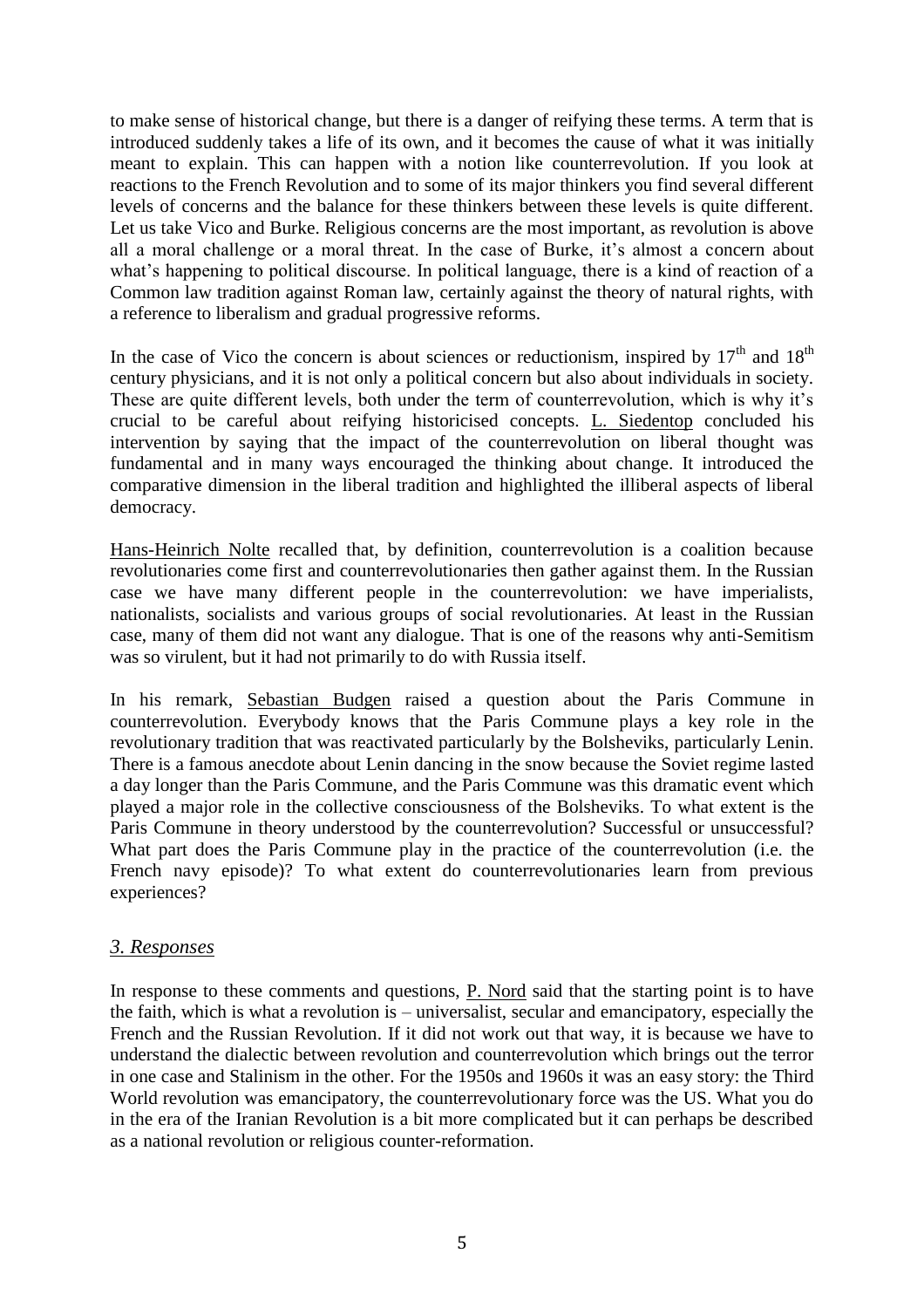to make sense of historical change, but there is a danger of reifying these terms. A term that is introduced suddenly takes a life of its own, and it becomes the cause of what it was initially meant to explain. This can happen with a notion like counterrevolution. If you look at reactions to the French Revolution and to some of its major thinkers you find several different levels of concerns and the balance for these thinkers between these levels is quite different. Let us take Vico and Burke. Religious concerns are the most important, as revolution is above all a moral challenge or a moral threat. In the case of Burke, it's almost a concern about what's happening to political discourse. In political language, there is a kind of reaction of a Common law tradition against Roman law, certainly against the theory of natural rights, with a reference to liberalism and gradual progressive reforms.

In the case of Vico the concern is about sciences or reductionism, inspired by 17th and 18th century physicians, and it is not only a political concern but also about individuals in society. These are quite different levels, both under the term of counterrevolution, which is why it's crucial to be careful about reifying historicised concepts. L. Siedentop concluded his intervention by saying that the impact of the counterrevolution on liberal thought was fundamental and in many ways encouraged the thinking about change. It introduced the comparative dimension in the liberal tradition and highlighted the illiberal aspects of liberal democracy.

Hans-Heinrich Nolte recalled that, by definition, counterrevolution is a coalition because revolutionaries come first and counterrevolutionaries then gather against them. In the Russian case we have many different people in the counterrevolution: we have imperialists, nationalists, socialists and various groups of social revolutionaries. At least in the Russian case, many of them did not want any dialogue. That is one of the reasons why anti-Semitism was so virulent, but it had not primarily to do with Russia itself.

In his remark, Sebastian Budgen raised a question about the Paris Commune in counterrevolution. Everybody knows that the Paris Commune plays a key role in the revolutionary tradition that was reactivated particularly by the Bolsheviks, particularly Lenin. There is a famous anecdote about Lenin dancing in the snow because the Soviet regime lasted a day longer than the Paris Commune, and the Paris Commune was this dramatic event which played a major role in the collective consciousness of the Bolsheviks. To what extent is the Paris Commune in theory understood by the counterrevolution? Successful or unsuccessful? What part does the Paris Commune play in the practice of the counterrevolution (i.e. the French navy episode)? To what extent do counterrevolutionaries learn from previous experiences?

## *3. Responses*

In response to these comments and questions, P. Nord said that the starting point is to have the faith, which is what a revolution is – universalist, secular and emancipatory, especially the French and the Russian Revolution. If it did not work out that way, it is because we have to understand the dialectic between revolution and counterrevolution which brings out the terror in one case and Stalinism in the other. For the 1950s and 1960s it was an easy story: the Third World revolution was emancipatory, the counterrevolutionary force was the US. What you do in the era of the Iranian Revolution is a bit more complicated but it can perhaps be described as a national revolution or religious counter-reformation.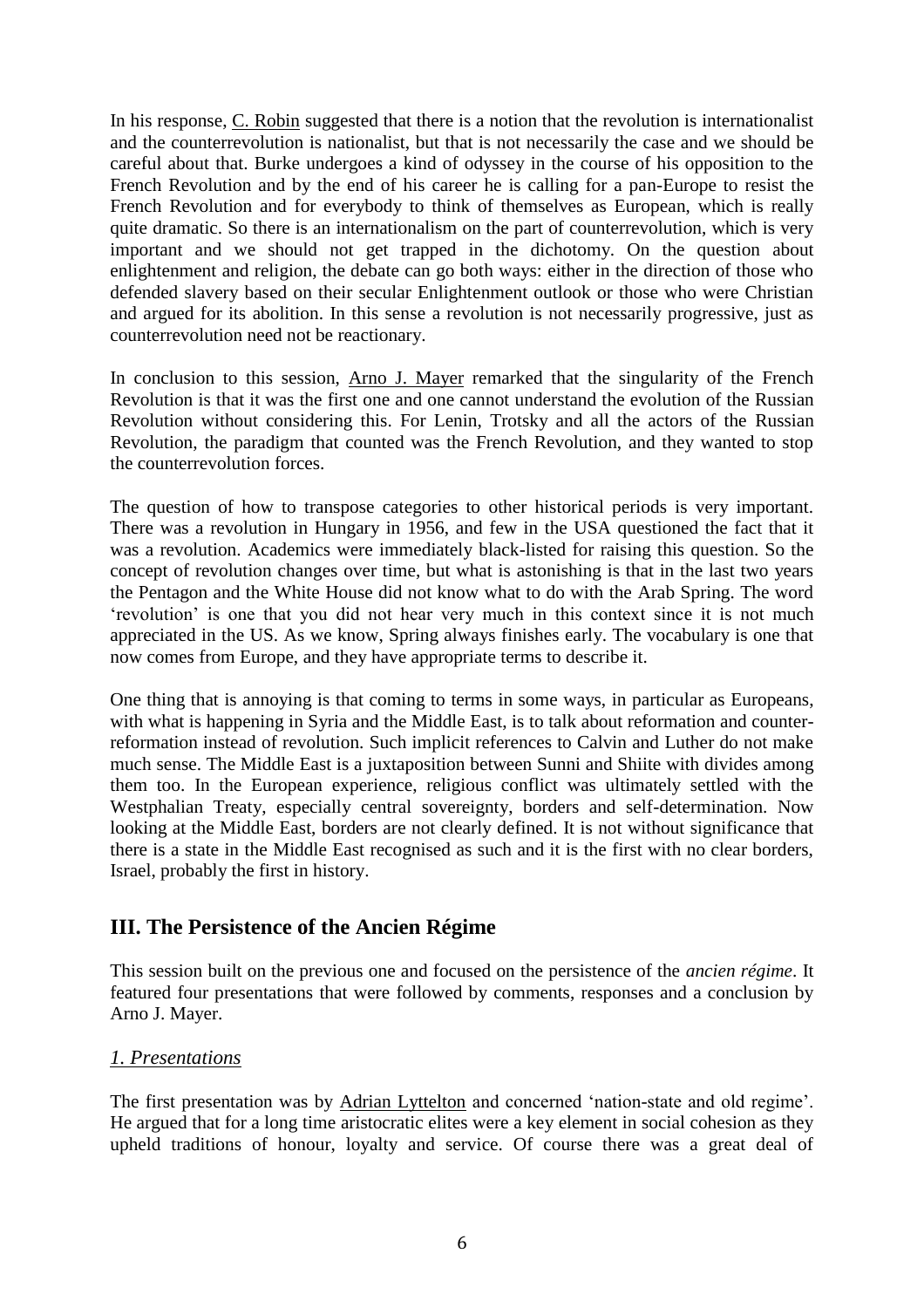In his response, C. Robin suggested that there is a notion that the revolution is internationalist and the counterrevolution is nationalist, but that is not necessarily the case and we should be careful about that. Burke undergoes a kind of odyssey in the course of his opposition to the French Revolution and by the end of his career he is calling for a pan-Europe to resist the French Revolution and for everybody to think of themselves as European, which is really quite dramatic. So there is an internationalism on the part of counterrevolution, which is very important and we should not get trapped in the dichotomy. On the question about enlightenment and religion, the debate can go both ways: either in the direction of those who defended slavery based on their secular Enlightenment outlook or those who were Christian and argued for its abolition. In this sense a revolution is not necessarily progressive, just as counterrevolution need not be reactionary.

In conclusion to this session, Arno J. Mayer remarked that the singularity of the French Revolution is that it was the first one and one cannot understand the evolution of the Russian Revolution without considering this. For Lenin, Trotsky and all the actors of the Russian Revolution, the paradigm that counted was the French Revolution, and they wanted to stop the counterrevolution forces.

The question of how to transpose categories to other historical periods is very important. There was a revolution in Hungary in 1956, and few in the USA questioned the fact that it was a revolution. Academics were immediately black-listed for raising this question. So the concept of revolution changes over time, but what is astonishing is that in the last two years the Pentagon and the White House did not know what to do with the Arab Spring. The word 'revolution' is one that you did not hear very much in this context since it is not much appreciated in the US. As we know, Spring always finishes early. The vocabulary is one that now comes from Europe, and they have appropriate terms to describe it.

One thing that is annoying is that coming to terms in some ways, in particular as Europeans, with what is happening in Syria and the Middle East, is to talk about reformation and counter-reformation instead of revolution. Such implicit references to Calvin and Luther do not make much sense. The Middle East is a juxtaposition between Sunni and Shiite with divides among them too. In the European experience, religious conflict was ultimately settled with the Westphalian Treaty, especially central sovereignty, borders and self-determination. Now looking at the Middle East, borders are not clearly defined. It is not without significance that there is a state in the Middle East recognised as such and it is the first with no clear borders, Israel, probably the first in history.

## III. The Persistence of the Ancien Régime

This session built on the previous one and focused on the persistence of the *ancien régime*. It featured four presentations that were followed by comments, responses and a conclusion by Arno J. Mayer.

### *1. Presentations*

The first presentation was by Adrian Lyttelton and concerned 'nation-state and old regime'. He argued that for a long time aristocratic elites were a key element in social cohesion as they upheld traditions of honour, loyalty and service. Of course there was a great deal of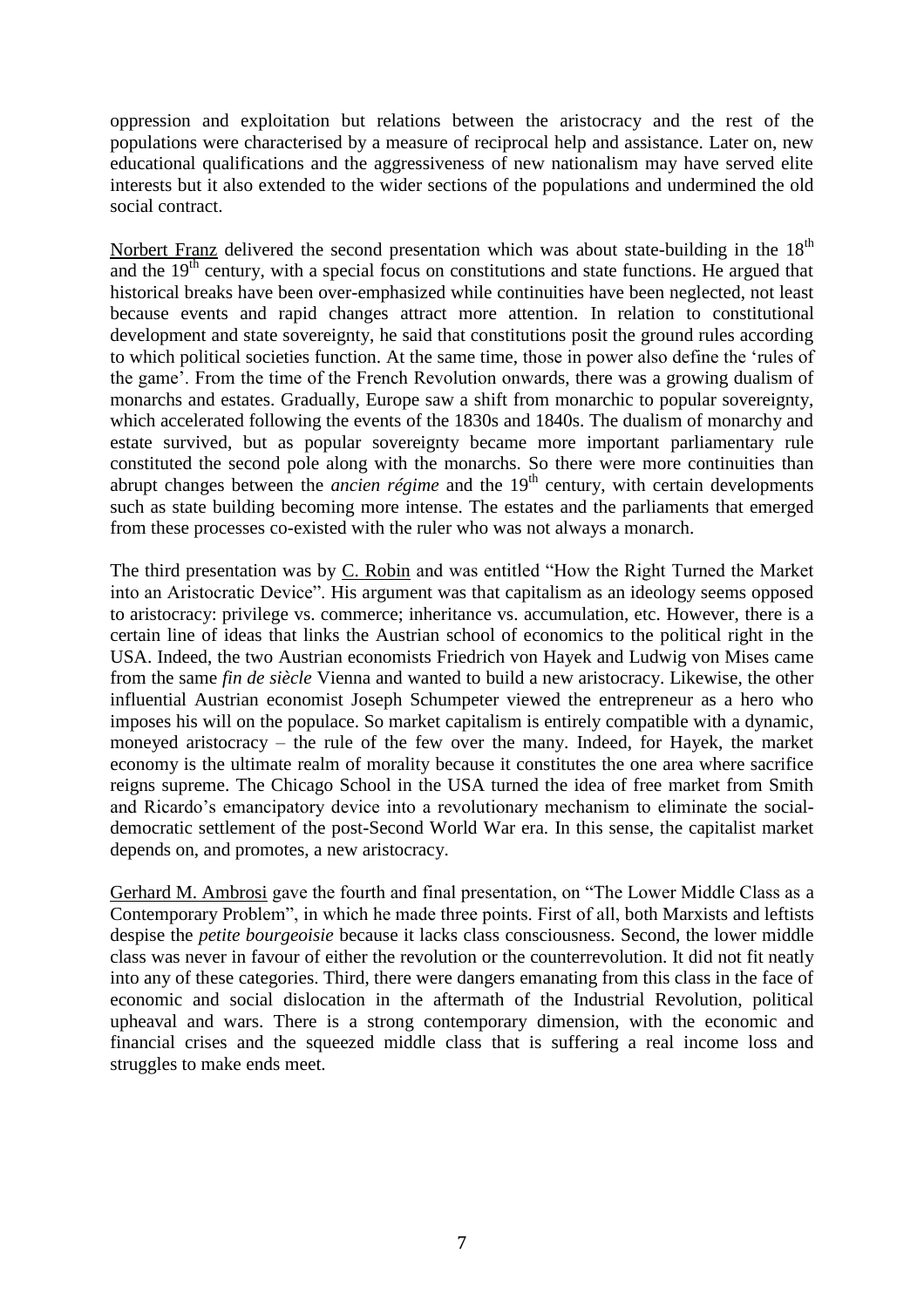oppression and exploitation but relations between the aristocracy and the rest of the populations were characterised by a measure of reciprocal help and assistance. Later on, new educational qualifications and the aggressiveness of new nationalism may have served elite interests but it also extended to the wider sections of the populations and undermined the old social contract.

Norbert Franz delivered the second presentation which was about state-building in the 18th and the 19th century, with a special focus on constitutions and state functions. He argued that historical breaks have been over-emphasized while continuities have been neglected, not least because events and rapid changes attract more attention. In relation to constitutional development and state sovereignty, he said that constitutions posit the ground rules according to which political societies function. At the same time, those in power also define the 'rules of the game'. From the time of the French Revolution onwards, there was a growing dualism of monarchs and estates. Gradually, Europe saw a shift from monarchic to popular sovereignty, which accelerated following the events of the 1830s and 1840s. The dualism of monarchy and estate survived, but as popular sovereignty became more important parliamentary rule constituted the second pole along with the monarchs. So there were more continuities than abrupt changes between the *ancien régime* and the 19th century, with certain developments such as state building becoming more intense. The estates and the parliaments that emerged from these processes co-existed with the ruler who was not always a monarch.

The third presentation was by C. Robin and was entitled "How the Right Turned the Market into an Aristocratic Device". His argument was that capitalism as an ideology seems opposed to aristocracy: privilege vs. commerce; inheritance vs. accumulation, etc. However, there is a certain line of ideas that links the Austrian school of economics to the political right in the USA. Indeed, the two Austrian economists Friedrich von Hayek and Ludwig von Mises came from the same *fin de siècle* Vienna and wanted to build a new aristocracy. Likewise, the other influential Austrian economist Joseph Schumpeter viewed the entrepreneur as a hero who imposes his will on the populace. So market capitalism is entirely compatible with a dynamic, moneyed aristocracy – the rule of the few over the many. Indeed, for Hayek, the market economy is the ultimate realm of morality because it constitutes the one area where sacrifice reigns supreme. The Chicago School in the USA turned the idea of free market from Smith and Ricardo's emancipatory device into a revolutionary mechanism to eliminate the social-democratic settlement of the post-Second World War era. In this sense, the capitalist market depends on, and promotes, a new aristocracy.

Gerhard M. Ambrosi gave the fourth and final presentation, on "The Lower Middle Class as a Contemporary Problem", in which he made three points. First of all, both Marxists and leftists despise the *petite bourgeoisie* because it lacks class consciousness. Second, the lower middle class was never in favour of either the revolution or the counterrevolution. It did not fit neatly into any of these categories. Third, there were dangers emanating from this class in the face of economic and social dislocation in the aftermath of the Industrial Revolution, political upheaval and wars. There is a strong contemporary dimension, with the economic and financial crises and the squeezed middle class that is suffering a real income loss and struggles to make ends meet.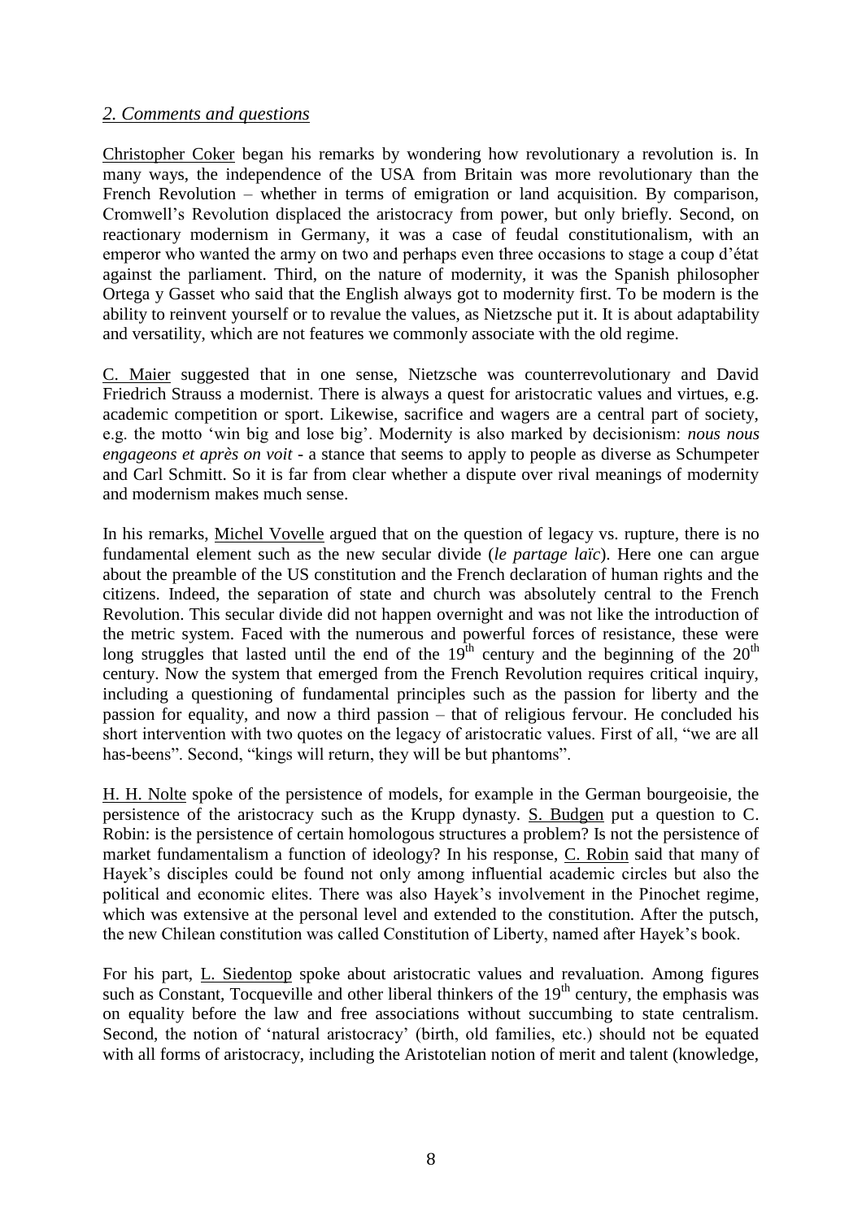## *2. Comments and questions*

Christopher Coker began his remarks by wondering how revolutionary a revolution is. In many ways, the independence of the USA from Britain was more revolutionary than the French Revolution – whether in terms of emigration or land acquisition. By comparison, Cromwell's Revolution displaced the aristocracy from power, but only briefly. Second, on reactionary modernism in Germany, it was a case of feudal constitutionalism, with an emperor who wanted the army on two and perhaps even three occasions to stage a coup d'état against the parliament. Third, on the nature of modernity, it was the Spanish philosopher Ortega y Gasset who said that the English always got to modernity first. To be modern is the ability to reinvent yourself or to revalue the values, as Nietzsche put it. It is about adaptability and versatility, which are not features we commonly associate with the old regime.

C. Maier suggested that in one sense, Nietzsche was counterrevolutionary and David Friedrich Strauss a modernist. There is always a quest for aristocratic values and virtues, e.g. academic competition or sport. Likewise, sacrifice and wagers are a central part of society, e.g. the motto 'win big and lose big'. Modernity is also marked by decisionism: *nous nous engageons et après on voit* - a stance that seems to apply to people as diverse as Schumpeter and Carl Schmitt. So it is far from clear whether a dispute over rival meanings of modernity and modernism makes much sense.

In his remarks, Michel Vovelle argued that on the question of legacy vs. rupture, there is no fundamental element such as the new secular divide (*le partage laïc*). Here one can argue about the preamble of the US constitution and the French declaration of human rights and the citizens. Indeed, the separation of state and church was absolutely central to the French Revolution. This secular divide did not happen overnight and was not like the introduction of the metric system. Faced with the numerous and powerful forces of resistance, these were long struggles that lasted until the end of the 19th century and the beginning of the 20th century. Now the system that emerged from the French Revolution requires critical inquiry, including a questioning of fundamental principles such as the passion for liberty and the passion for equality, and now a third passion – that of religious fervour. He concluded his short intervention with two quotes on the legacy of aristocratic values. First of all, "we are all has-beens". Second, "kings will return, they will be but phantoms".

H. H. Nolte spoke of the persistence of models, for example in the German bourgeoisie, the persistence of the aristocracy such as the Krupp dynasty. S. Budgen put a question to C. Robin: is the persistence of certain homologous structures a problem? Is not the persistence of market fundamentalism a function of ideology? In his response, C. Robin said that many of Hayek's disciples could be found not only among influential academic circles but also the political and economic elites. There was also Hayek's involvement in the Pinochet regime, which was extensive at the personal level and extended to the constitution. After the putsch, the new Chilean constitution was called Constitution of Liberty, named after Hayek's book.

For his part, L. Siedentop spoke about aristocratic values and revaluation. Among figures such as Constant, Tocqueville and other liberal thinkers of the 19th century, the emphasis was on equality before the law and free associations without succumbing to state centralism. Second, the notion of 'natural aristocracy' (birth, old families, etc.) should not be equated with all forms of aristocracy, including the Aristotelian notion of merit and talent (knowledge,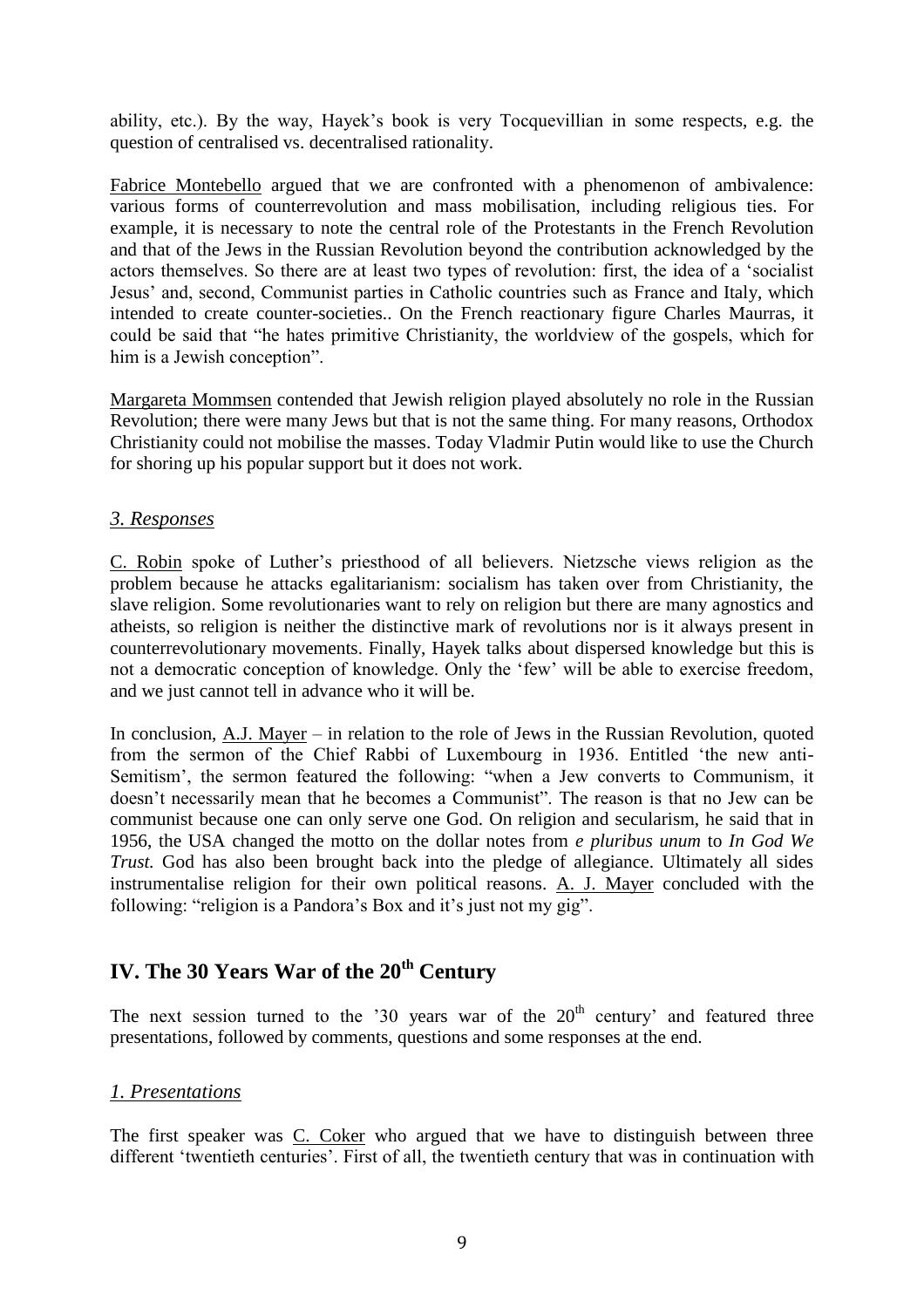ability, etc.). By the way, Hayek's book is very Tocquevillian in some respects, e.g. the question of centralised vs. decentralised rationality.

Fabrice Montebello argued that we are confronted with a phenomenon of ambivalence: various forms of counterrevolution and mass mobilisation, including religious ties. For example, it is necessary to note the central role of the Protestants in the French Revolution and that of the Jews in the Russian Revolution beyond the contribution acknowledged by the actors themselves. So there are at least two types of revolution: first, the idea of a 'socialist Jesus' and, second, Communist parties in Catholic countries such as France and Italy, which intended to create counter-societies.. On the French reactionary figure Charles Maurras, it could be said that "he hates primitive Christianity, the worldview of the gospels, which for him is a Jewish conception".

Margareta Mommsen contended that Jewish religion played absolutely no role in the Russian Revolution; there were many Jews but that is not the same thing. For many reasons, Orthodox Christianity could not mobilise the masses. Today Vladmir Putin would like to use the Church for shoring up his popular support but it does not work.

### *3. Responses*

C. Robin spoke of Luther's priesthood of all believers. Nietzsche views religion as the problem because he attacks egalitarianism: socialism has taken over from Christianity, the slave religion. Some revolutionaries want to rely on religion but there are many agnostics and atheists, so religion is neither the distinctive mark of revolutions nor is it always present in counterrevolutionary movements. Finally, Hayek talks about dispersed knowledge but this is not a democratic conception of knowledge. Only the 'few' will be able to exercise freedom, and we just cannot tell in advance who it will be.

In conclusion, A.J. Mayer – in relation to the role of Jews in the Russian Revolution, quoted from the sermon of the Chief Rabbi of Luxembourg in 1936. Entitled 'the new anti-Semitism', the sermon featured the following: "when a Jew converts to Communism, it doesn't necessarily mean that he becomes a Communist". The reason is that no Jew can be communist because one can only serve one God. On religion and secularism, he said that in 1956, the USA changed the motto on the dollar notes from *e pluribus unum* to *In God We Trust.* God has also been brought back into the pledge of allegiance. Ultimately all sides instrumentalise religion for their own political reasons. A. J. Mayer concluded with the following: "religion is a Pandora's Box and it's just not my gig".

## IV. The 30 Years War of the 20th Century

The next session turned to the '30 years war of the 20th century' and featured three presentations, followed by comments, questions and some responses at the end.

### *1. Presentations*

The first speaker was C. Coker who argued that we have to distinguish between three different 'twentieth centuries'. First of all, the twentieth century that was in continuation with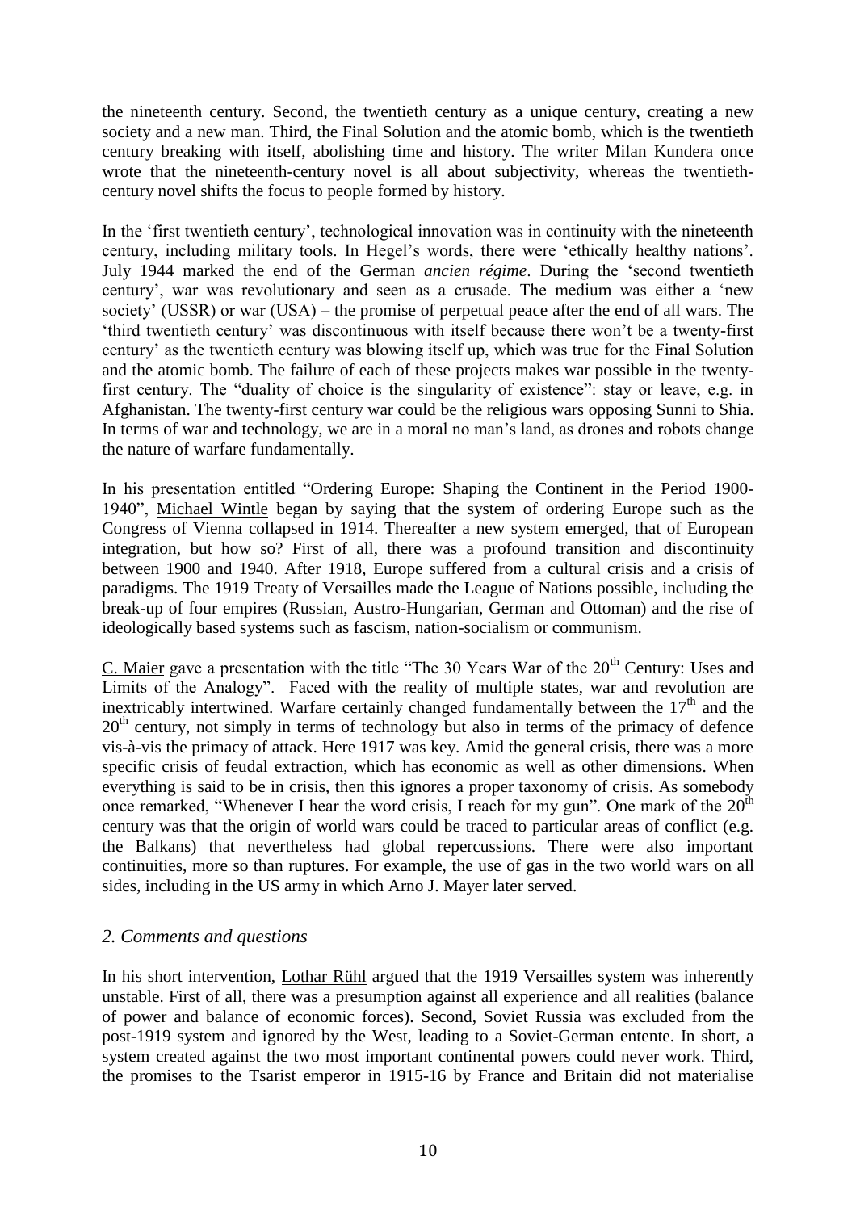the nineteenth century. Second, the twentieth century as a unique century, creating a new society and a new man. Third, the Final Solution and the atomic bomb, which is the twentieth century breaking with itself, abolishing time and history. The writer Milan Kundera once wrote that the nineteenth-century novel is all about subjectivity, whereas the twentieth-century novel shifts the focus to people formed by history.

In the 'first twentieth century', technological innovation was in continuity with the nineteenth century, including military tools. In Hegel's words, there were 'ethically healthy nations'. July 1944 marked the end of the German *ancien régime*. During the 'second twentieth century', war was revolutionary and seen as a crusade. The medium was either a 'new society' (USSR) or war (USA) – the promise of perpetual peace after the end of all wars. The 'third twentieth century' was discontinuous with itself because there won't be a twenty-first century' as the twentieth century was blowing itself up, which was true for the Final Solution and the atomic bomb. The failure of each of these projects makes war possible in the twenty-first century. The "duality of choice is the singularity of existence": stay or leave, e.g. in Afghanistan. The twenty-first century war could be the religious wars opposing Sunni to Shia. In terms of war and technology, we are in a moral no man's land, as drones and robots change the nature of warfare fundamentally.

In his presentation entitled "Ordering Europe: Shaping the Continent in the Period 1900-1940", Michael Wintle began by saying that the system of ordering Europe such as the Congress of Vienna collapsed in 1914. Thereafter a new system emerged, that of European integration, but how so? First of all, there was a profound transition and discontinuity between 1900 and 1940. After 1918, Europe suffered from a cultural crisis and a crisis of paradigms. The 1919 Treaty of Versailles made the League of Nations possible, including the break-up of four empires (Russian, Austro-Hungarian, German and Ottoman) and the rise of ideologically based systems such as fascism, nation-socialism or communism.

C. Maier gave a presentation with the title "The 30 Years War of the 20th Century: Uses and Limits of the Analogy". Faced with the reality of multiple states, war and revolution are inextricably intertwined. Warfare certainly changed fundamentally between the 17th and the 20th century, not simply in terms of technology but also in terms of the primacy of defence vis-à-vis the primacy of attack. Here 1917 was key. Amid the general crisis, there was a more specific crisis of feudal extraction, which has economic as well as other dimensions. When everything is said to be in crisis, then this ignores a proper taxonomy of crisis. As somebody once remarked, "Whenever I hear the word crisis, I reach for my gun". One mark of the 20th century was that the origin of world wars could be traced to particular areas of conflict (e.g. the Balkans) that nevertheless had global repercussions. There were also important continuities, more so than ruptures. For example, the use of gas in the two world wars on all sides, including in the US army in which Arno J. Mayer later served.

## *2. Comments and questions*

In his short intervention, Lothar Rühl argued that the 1919 Versailles system was inherently unstable. First of all, there was a presumption against all experience and all realities (balance of power and balance of economic forces). Second, Soviet Russia was excluded from the post-1919 system and ignored by the West, leading to a Soviet-German entente. In short, a system created against the two most important continental powers could never work. Third, the promises to the Tsarist emperor in 1915-16 by France and Britain did not materialise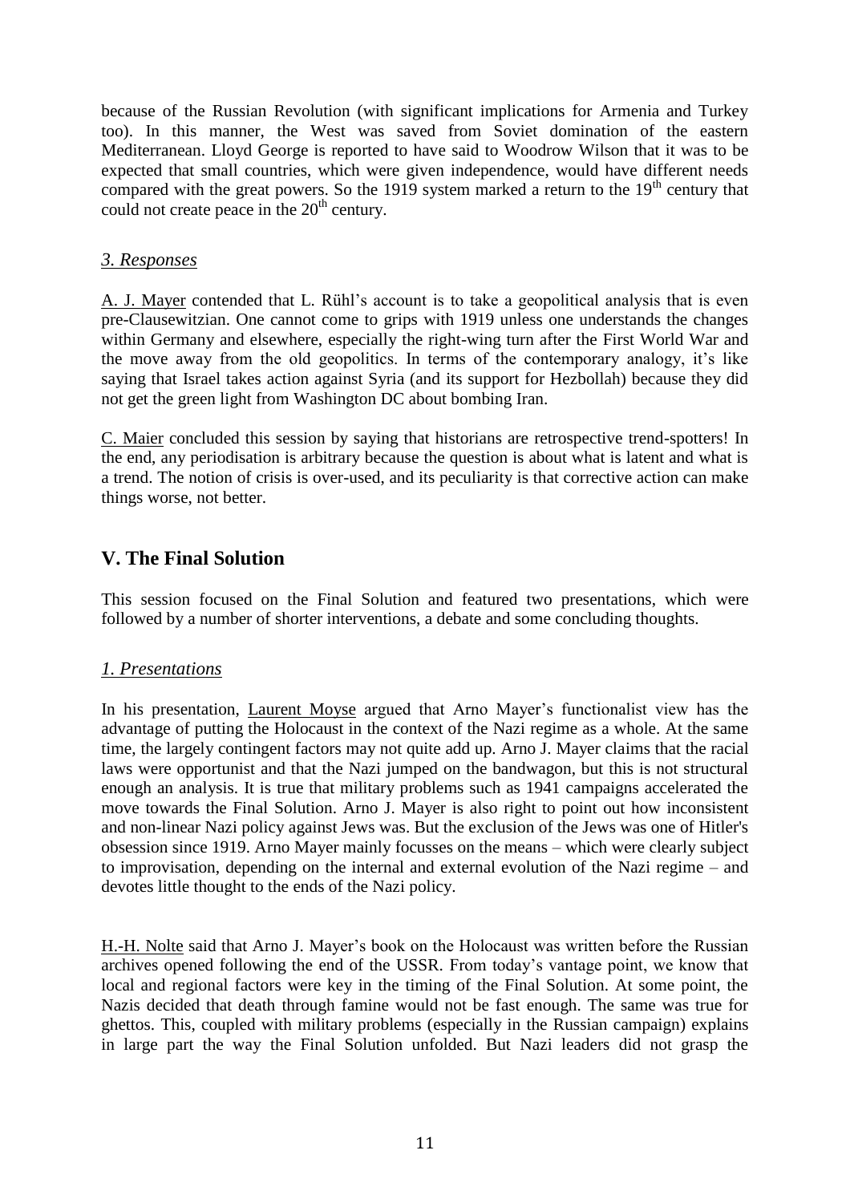because of the Russian Revolution (with significant implications for Armenia and Turkey too). In this manner, the West was saved from Soviet domination of the eastern Mediterranean. Lloyd George is reported to have said to Woodrow Wilson that it was to be expected that small countries, which were given independence, would have different needs compared with the great powers. So the 1919 system marked a return to the 19th century that could not create peace in the 20th century.

### *3. Responses*

A. J. Mayer contended that L. Rühl's account is to take a geopolitical analysis that is even pre-Clausewitzian. One cannot come to grips with 1919 unless one understands the changes within Germany and elsewhere, especially the right-wing turn after the First World War and the move away from the old geopolitics. In terms of the contemporary analogy, it's like saying that Israel takes action against Syria (and its support for Hezbollah) because they did not get the green light from Washington DC about bombing Iran.

C. Maier concluded this session by saying that historians are retrospective trend-spotters! In the end, any periodisation is arbitrary because the question is about what is latent and what is a trend. The notion of crisis is over-used, and its peculiarity is that corrective action can make things worse, not better.

## V. The Final Solution

This session focused on the Final Solution and featured two presentations, which were followed by a number of shorter interventions, a debate and some concluding thoughts.

### *1. Presentations*

In his presentation, Laurent Moyse argued that Arno Mayer's functionalist view has the advantage of putting the Holocaust in the context of the Nazi regime as a whole. At the same time, the largely contingent factors may not quite add up. Arno J. Mayer claims that the racial laws were opportunist and that the Nazi jumped on the bandwagon, but this is not structural enough an analysis. It is true that military problems such as 1941 campaigns accelerated the move towards the Final Solution. Arno J. Mayer is also right to point out how inconsistent and non-linear Nazi policy against Jews was. But the exclusion of the Jews was one of Hitler's obsession since 1919. Arno Mayer mainly focusses on the means – which were clearly subject to improvisation, depending on the internal and external evolution of the Nazi regime – and devotes little thought to the ends of the Nazi policy.

H.-H. Nolte said that Arno J. Mayer's book on the Holocaust was written before the Russian archives opened following the end of the USSR. From today's vantage point, we know that local and regional factors were key in the timing of the Final Solution. At some point, the Nazis decided that death through famine would not be fast enough. The same was true for ghettos. This, coupled with military problems (especially in the Russian campaign) explains in large part the way the Final Solution unfolded. But Nazi leaders did not grasp the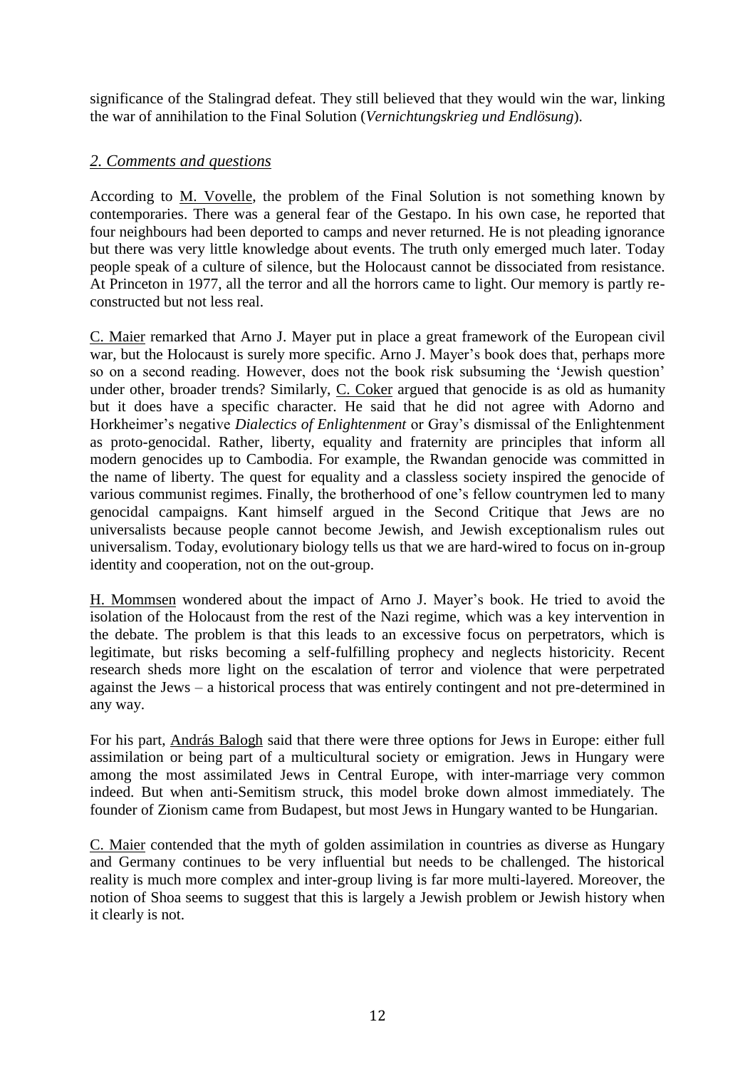significance of the Stalingrad defeat. They still believed that they would win the war, linking the war of annihilation to the Final Solution (*Vernichtungskrieg und Endlösung*).

## *2. Comments and questions*

According to M. Vovelle, the problem of the Final Solution is not something known by contemporaries. There was a general fear of the Gestapo. In his own case, he reported that four neighbours had been deported to camps and never returned. He is not pleading ignorance but there was very little knowledge about events. The truth only emerged much later. Today people speak of a culture of silence, but the Holocaust cannot be dissociated from resistance. At Princeton in 1977, all the terror and all the horrors came to light. Our memory is partly re-constructed but not less real.

C. Maier remarked that Arno J. Mayer put in place a great framework of the European civil war, but the Holocaust is surely more specific. Arno J. Mayer's book does that, perhaps more so on a second reading. However, does not the book risk subsuming the 'Jewish question' under other, broader trends? Similarly, C. Coker argued that genocide is as old as humanity but it does have a specific character. He said that he did not agree with Adorno and Horkheimer's negative *Dialectics of Enlightenment* or Gray's dismissal of the Enlightenment as proto-genocidal. Rather, liberty, equality and fraternity are principles that inform all modern genocides up to Cambodia. For example, the Rwandan genocide was committed in the name of liberty. The quest for equality and a classless society inspired the genocide of various communist regimes. Finally, the brotherhood of one's fellow countrymen led to many genocidal campaigns. Kant himself argued in the Second Critique that Jews are no universalists because people cannot become Jewish, and Jewish exceptionalism rules out universalism. Today, evolutionary biology tells us that we are hard-wired to focus on in-group identity and cooperation, not on the out-group.

H. Mommsen wondered about the impact of Arno J. Mayer's book. He tried to avoid the isolation of the Holocaust from the rest of the Nazi regime, which was a key intervention in the debate. The problem is that this leads to an excessive focus on perpetrators, which is legitimate, but risks becoming a self-fulfilling prophecy and neglects historicity. Recent research sheds more light on the escalation of terror and violence that were perpetrated against the Jews – a historical process that was entirely contingent and not pre-determined in any way.

For his part, András Balogh said that there were three options for Jews in Europe: either full assimilation or being part of a multicultural society or emigration. Jews in Hungary were among the most assimilated Jews in Central Europe, with inter-marriage very common indeed. But when anti-Semitism struck, this model broke down almost immediately. The founder of Zionism came from Budapest, but most Jews in Hungary wanted to be Hungarian.

C. Maier contended that the myth of golden assimilation in countries as diverse as Hungary and Germany continues to be very influential but needs to be challenged. The historical reality is much more complex and inter-group living is far more multi-layered. Moreover, the notion of Shoa seems to suggest that this is largely a Jewish problem or Jewish history when it clearly is not.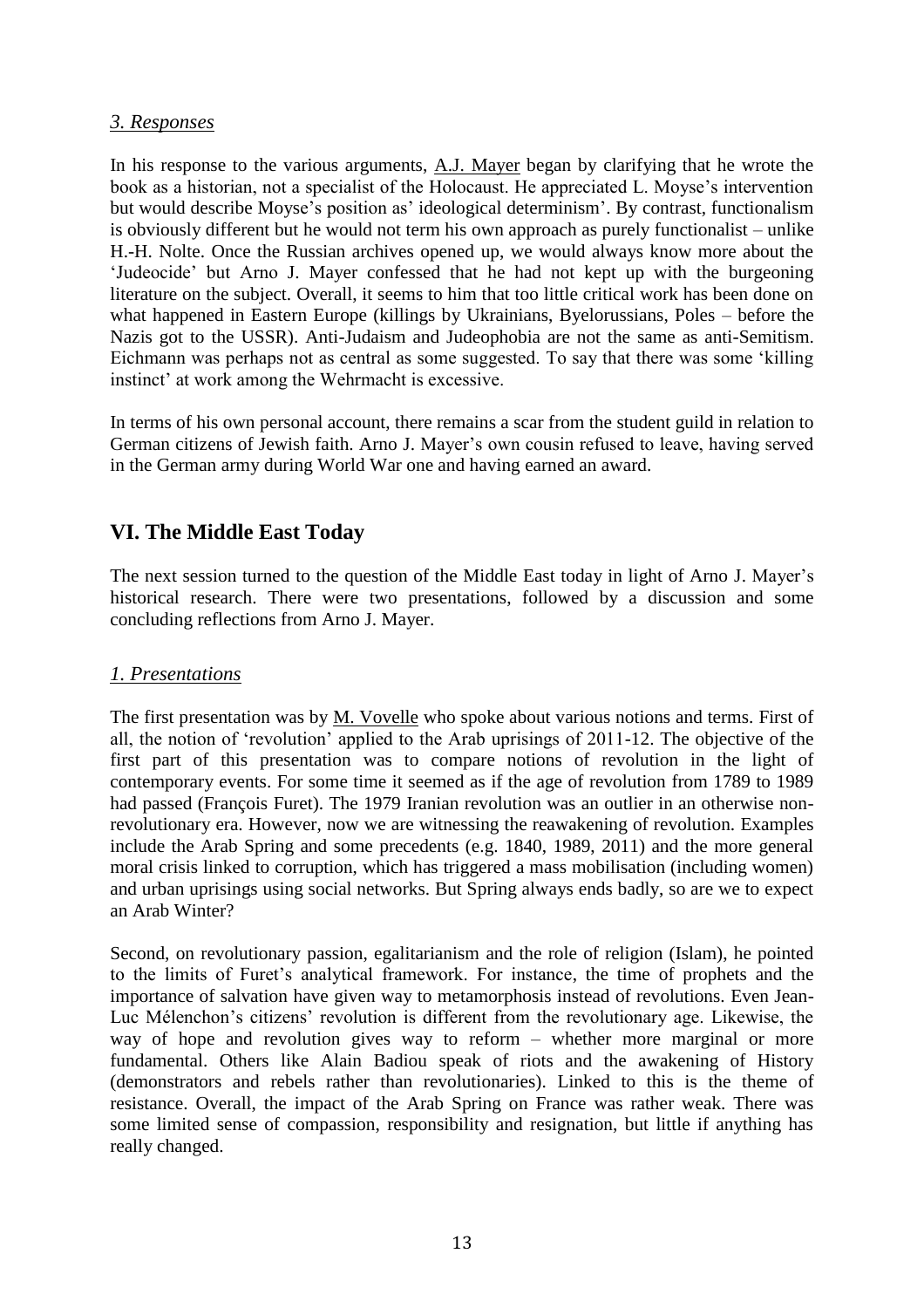### *3. Responses*

In his response to the various arguments, A.J. Mayer began by clarifying that he wrote the book as a historian, not a specialist of the Holocaust. He appreciated L. Moyse's intervention but would describe Moyse's position as' ideological determinism'. By contrast, functionalism is obviously different but he would not term his own approach as purely functionalist – unlike H.-H. Nolte. Once the Russian archives opened up, we would always know more about the 'Judeocide' but Arno J. Mayer confessed that he had not kept up with the burgeoning literature on the subject. Overall, it seems to him that too little critical work has been done on what happened in Eastern Europe (killings by Ukrainians, Byelorussians, Poles – before the Nazis got to the USSR). Anti-Judaism and Judeophobia are not the same as anti-Semitism. Eichmann was perhaps not as central as some suggested. To say that there was some 'killing instinct' at work among the Wehrmacht is excessive.

In terms of his own personal account, there remains a scar from the student guild in relation to German citizens of Jewish faith. Arno J. Mayer's own cousin refused to leave, having served in the German army during World War one and having earned an award.

## VI. The Middle East Today

The next session turned to the question of the Middle East today in light of Arno J. Mayer's historical research. There were two presentations, followed by a discussion and some concluding reflections from Arno J. Mayer.

### *1. Presentations*

The first presentation was by M. Vovelle who spoke about various notions and terms. First of all, the notion of 'revolution' applied to the Arab uprisings of 2011-12. The objective of the first part of this presentation was to compare notions of revolution in the light of contemporary events. For some time it seemed as if the age of revolution from 1789 to 1989 had passed (François Furet). The 1979 Iranian revolution was an outlier in an otherwise non-revolutionary era. However, now we are witnessing the reawakening of revolution. Examples include the Arab Spring and some precedents (e.g. 1840, 1989, 2011) and the more general moral crisis linked to corruption, which has triggered a mass mobilisation (including women) and urban uprisings using social networks. But Spring always ends badly, so are we to expect an Arab Winter?

Second, on revolutionary passion, egalitarianism and the role of religion (Islam), he pointed to the limits of Furet's analytical framework. For instance, the time of prophets and the importance of salvation have given way to metamorphosis instead of revolutions. Even Jean-Luc Mélenchon's citizens' revolution is different from the revolutionary age. Likewise, the way of hope and revolution gives way to reform – whether more marginal or more fundamental. Others like Alain Badiou speak of riots and the awakening of History (demonstrators and rebels rather than revolutionaries). Linked to this is the theme of resistance. Overall, the impact of the Arab Spring on France was rather weak. There was some limited sense of compassion, responsibility and resignation, but little if anything has really changed.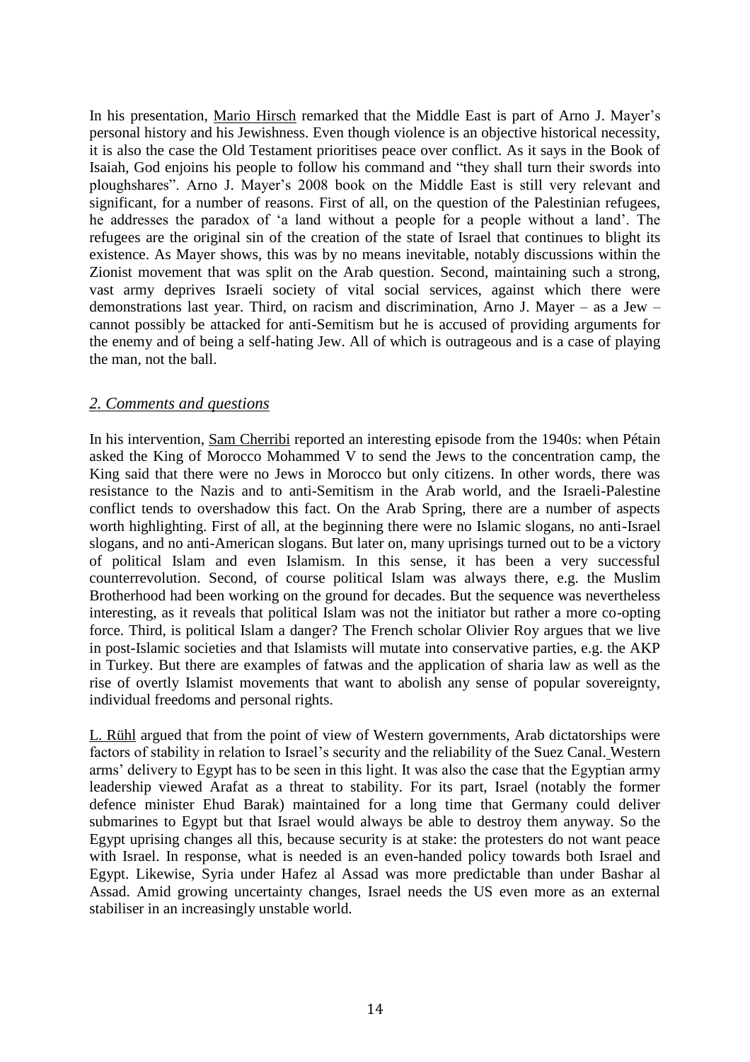In his presentation, Mario Hirsch remarked that the Middle East is part of Arno J. Mayer's personal history and his Jewishness. Even though violence is an objective historical necessity, it is also the case the Old Testament prioritises peace over conflict. As it says in the Book of Isaiah, God enjoins his people to follow his command and "they shall turn their swords into ploughshares". Arno J. Mayer's 2008 book on the Middle East is still very relevant and significant, for a number of reasons. First of all, on the question of the Palestinian refugees, he addresses the paradox of 'a land without a people for a people without a land'. The refugees are the original sin of the creation of the state of Israel that continues to blight its existence. As Mayer shows, this was by no means inevitable, notably discussions within the Zionist movement that was split on the Arab question. Second, maintaining such a strong, vast army deprives Israeli society of vital social services, against which there were demonstrations last year. Third, on racism and discrimination, Arno J. Mayer – as a Jew – cannot possibly be attacked for anti-Semitism but he is accused of providing arguments for the enemy and of being a self-hating Jew. All of which is outrageous and is a case of playing the man, not the ball.

## *2. Comments and questions*

In his intervention, Sam Cherribi reported an interesting episode from the 1940s: when Pétain asked the King of Morocco Mohammed V to send the Jews to the concentration camp, the King said that there were no Jews in Morocco but only citizens. In other words, there was resistance to the Nazis and to anti-Semitism in the Arab world, and the Israeli-Palestine conflict tends to overshadow this fact. On the Arab Spring, there are a number of aspects worth highlighting. First of all, at the beginning there were no Islamic slogans, no anti-Israel slogans, and no anti-American slogans. But later on, many uprisings turned out to be a victory of political Islam and even Islamism. In this sense, it has been a very successful counterrevolution. Second, of course political Islam was always there, e.g. the Muslim Brotherhood had been working on the ground for decades. But the sequence was nevertheless interesting, as it reveals that political Islam was not the initiator but rather a more co-opting force. Third, is political Islam a danger? The French scholar Olivier Roy argues that we live in post-Islamic societies and that Islamists will mutate into conservative parties, e.g. the AKP in Turkey. But there are examples of fatwas and the application of sharia law as well as the rise of overtly Islamist movements that want to abolish any sense of popular sovereignty, individual freedoms and personal rights.

L. Rühl argued that from the point of view of Western governments, Arab dictatorships were factors of stability in relation to Israel's security and the reliability of the Suez Canal. Western arms' delivery to Egypt has to be seen in this light. It was also the case that the Egyptian army leadership viewed Arafat as a threat to stability. For its part, Israel (notably the former defence minister Ehud Barak) maintained for a long time that Germany could deliver submarines to Egypt but that Israel would always be able to destroy them anyway. So the Egypt uprising changes all this, because security is at stake: the protesters do not want peace with Israel. In response, what is needed is an even-handed policy towards both Israel and Egypt. Likewise, Syria under Hafez al Assad was more predictable than under Bashar al Assad. Amid growing uncertainty changes, Israel needs the US even more as an external stabiliser in an increasingly unstable world.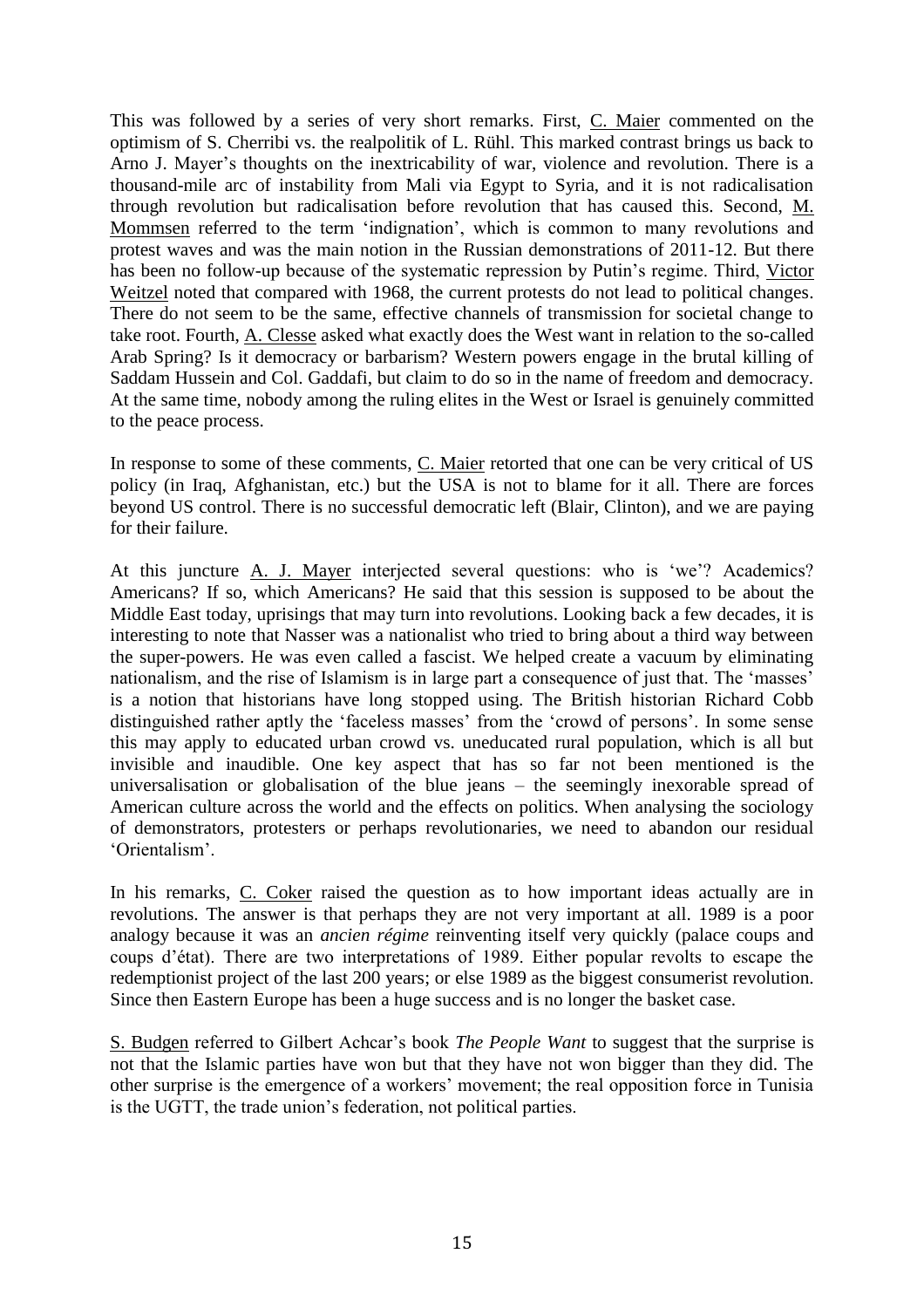This was followed by a series of very short remarks. First, C. Maier commented on the optimism of S. Cherribi vs. the realpolitik of L. Rühl. This marked contrast brings us back to Arno J. Mayer's thoughts on the inextricability of war, violence and revolution. There is a thousand-mile arc of instability from Mali via Egypt to Syria, and it is not radicalisation through revolution but radicalisation before revolution that has caused this. Second, M. Mommsen referred to the term 'indignation', which is common to many revolutions and protest waves and was the main notion in the Russian demonstrations of 2011-12. But there has been no follow-up because of the systematic repression by Putin's regime. Third, Victor Weitzel noted that compared with 1968, the current protests do not lead to political changes. There do not seem to be the same, effective channels of transmission for societal change to take root. Fourth, A. Clesse asked what exactly does the West want in relation to the so-called Arab Spring? Is it democracy or barbarism? Western powers engage in the brutal killing of Saddam Hussein and Col. Gaddafi, but claim to do so in the name of freedom and democracy. At the same time, nobody among the ruling elites in the West or Israel is genuinely committed to the peace process.

In response to some of these comments, C. Maier retorted that one can be very critical of US policy (in Iraq, Afghanistan, etc.) but the USA is not to blame for it all. There are forces beyond US control. There is no successful democratic left (Blair, Clinton), and we are paying for their failure.

At this juncture A. J. Mayer interjected several questions: who is 'we'? Academics? Americans? If so, which Americans? He said that this session is supposed to be about the Middle East today, uprisings that may turn into revolutions. Looking back a few decades, it is interesting to note that Nasser was a nationalist who tried to bring about a third way between the super-powers. He was even called a fascist. We helped create a vacuum by eliminating nationalism, and the rise of Islamism is in large part a consequence of just that. The 'masses' is a notion that historians have long stopped using. The British historian Richard Cobb distinguished rather aptly the 'faceless masses' from the 'crowd of persons'. In some sense this may apply to educated urban crowd vs. uneducated rural population, which is all but invisible and inaudible. One key aspect that has so far not been mentioned is the universalisation or globalisation of the blue jeans – the seemingly inexorable spread of American culture across the world and the effects on politics. When analysing the sociology of demonstrators, protesters or perhaps revolutionaries, we need to abandon our residual 'Orientalism'.

In his remarks, C. Coker raised the question as to how important ideas actually are in revolutions. The answer is that perhaps they are not very important at all. 1989 is a poor analogy because it was an *ancien régime* reinventing itself very quickly (palace coups and coups d'état). There are two interpretations of 1989. Either popular revolts to escape the redemptionist project of the last 200 years; or else 1989 as the biggest consumerist revolution. Since then Eastern Europe has been a huge success and is no longer the basket case.

S. Budgen referred to Gilbert Achcar's book *The People Want* to suggest that the surprise is not that the Islamic parties have won but that they have not won bigger than they did. The other surprise is the emergence of a workers' movement; the real opposition force in Tunisia is the UGTT, the trade union's federation, not political parties.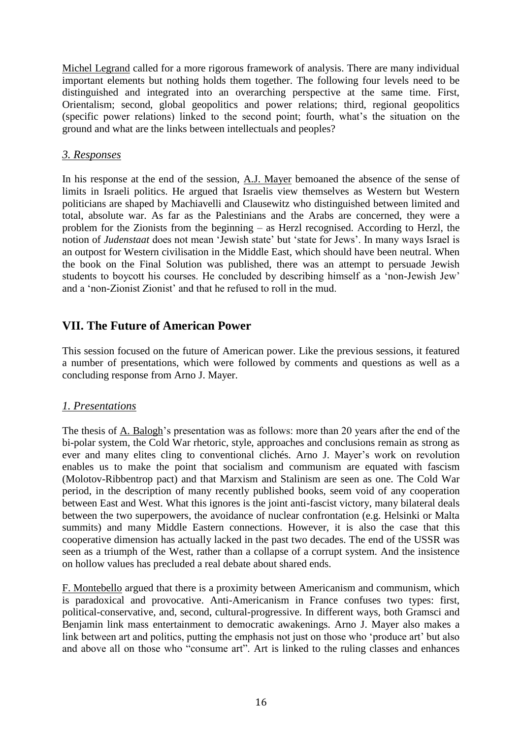Michel Legrand called for a more rigorous framework of analysis. There are many individual important elements but nothing holds them together. The following four levels need to be distinguished and integrated into an overarching perspective at the same time. First, Orientalism; second, global geopolitics and power relations; third, regional geopolitics (specific power relations) linked to the second point; fourth, what's the situation on the ground and what are the links between intellectuals and peoples?

### *3. Responses*

In his response at the end of the session, A.J. Mayer bemoaned the absence of the sense of limits in Israeli politics. He argued that Israelis view themselves as Western but Western politicians are shaped by Machiavelli and Clausewitz who distinguished between limited and total, absolute war. As far as the Palestinians and the Arabs are concerned, they were a problem for the Zionists from the beginning – as Herzl recognised. According to Herzl, the notion of *Judenstaat* does not mean 'Jewish state' but 'state for Jews'. In many ways Israel is an outpost for Western civilisation in the Middle East, which should have been neutral. When the book on the Final Solution was published, there was an attempt to persuade Jewish students to boycott his courses. He concluded by describing himself as a 'non-Jewish Jew' and a 'non-Zionist Zionist' and that he refused to roll in the mud.

## VII. The Future of American Power

This session focused on the future of American power. Like the previous sessions, it featured a number of presentations, which were followed by comments and questions as well as a concluding response from Arno J. Mayer.

### *1. Presentations*

The thesis of A. Balogh's presentation was as follows: more than 20 years after the end of the bi-polar system, the Cold War rhetoric, style, approaches and conclusions remain as strong as ever and many elites cling to conventional clichés. Arno J. Mayer's work on revolution enables us to make the point that socialism and communism are equated with fascism (Molotov-Ribbentrop pact) and that Marxism and Stalinism are seen as one. The Cold War period, in the description of many recently published books, seem void of any cooperation between East and West. What this ignores is the joint anti-fascist victory, many bilateral deals between the two superpowers, the avoidance of nuclear confrontation (e.g. Helsinki or Malta summits) and many Middle Eastern connections. However, it is also the case that this cooperative dimension has actually lacked in the past two decades. The end of the USSR was seen as a triumph of the West, rather than a collapse of a corrupt system. And the insistence on hollow values has precluded a real debate about shared ends.

F. Montebello argued that there is a proximity between Americanism and communism, which is paradoxical and provocative. Anti-Americanism in France confuses two types: first, political-conservative, and, second, cultural-progressive. In different ways, both Gramsci and Benjamin link mass entertainment to democratic awakenings. Arno J. Mayer also makes a link between art and politics, putting the emphasis not just on those who 'produce art' but also and above all on those who "consume art". Art is linked to the ruling classes and enhances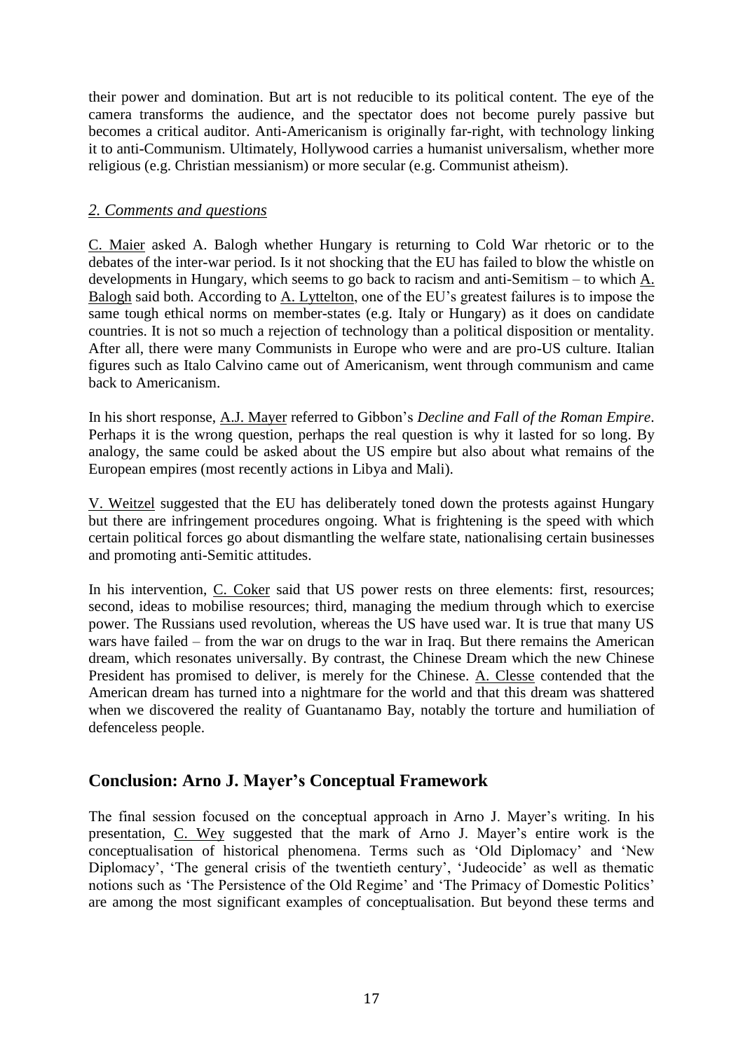their power and domination. But art is not reducible to its political content. The eye of the camera transforms the audience, and the spectator does not become purely passive but becomes a critical auditor. Anti-Americanism is originally far-right, with technology linking it to anti-Communism. Ultimately, Hollywood carries a humanist universalism, whether more religious (e.g. Christian messianism) or more secular (e.g. Communist atheism).

### *2. Comments and questions*

C. Maier asked A. Balogh whether Hungary is returning to Cold War rhetoric or to the debates of the inter-war period. Is it not shocking that the EU has failed to blow the whistle on developments in Hungary, which seems to go back to racism and anti-Semitism – to which A. Balogh said both. According to A. Lyttelton, one of the EU's greatest failures is to impose the same tough ethical norms on member-states (e.g. Italy or Hungary) as it does on candidate countries. It is not so much a rejection of technology than a political disposition or mentality. After all, there were many Communists in Europe who were and are pro-US culture. Italian figures such as Italo Calvino came out of Americanism, went through communism and came back to Americanism.

In his short response, A.J. Mayer referred to Gibbon's *Decline and Fall of the Roman Empire*. Perhaps it is the wrong question, perhaps the real question is why it lasted for so long. By analogy, the same could be asked about the US empire but also about what remains of the European empires (most recently actions in Libya and Mali).

V. Weitzel suggested that the EU has deliberately toned down the protests against Hungary but there are infringement procedures ongoing. What is frightening is the speed with which certain political forces go about dismantling the welfare state, nationalising certain businesses and promoting anti-Semitic attitudes.

In his intervention, C. Coker said that US power rests on three elements: first, resources; second, ideas to mobilise resources; third, managing the medium through which to exercise power. The Russians used revolution, whereas the US have used war. It is true that many US wars have failed – from the war on drugs to the war in Iraq. But there remains the American dream, which resonates universally. By contrast, the Chinese Dream which the new Chinese President has promised to deliver, is merely for the Chinese. A. Clesse contended that the American dream has turned into a nightmare for the world and that this dream was shattered when we discovered the reality of Guantanamo Bay, notably the torture and humiliation of defenceless people.

## Conclusion: Arno J. Mayer's Conceptual Framework

The final session focused on the conceptual approach in Arno J. Mayer's writing. In his presentation, C. Wey suggested that the mark of Arno J. Mayer's entire work is the conceptualisation of historical phenomena. Terms such as 'Old Diplomacy' and 'New Diplomacy', 'The general crisis of the twentieth century', 'Judeocide' as well as thematic notions such as 'The Persistence of the Old Regime' and 'The Primacy of Domestic Politics' are among the most significant examples of conceptualisation. But beyond these terms and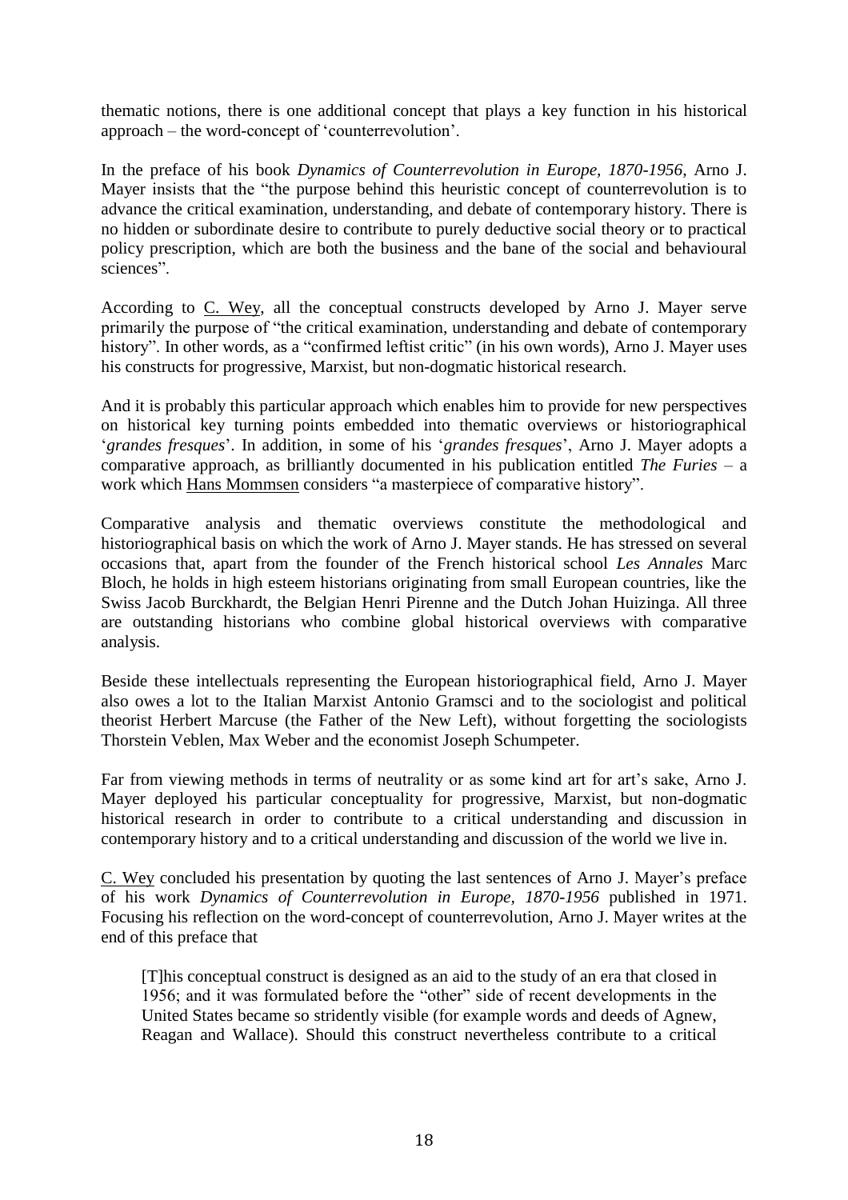thematic notions, there is one additional concept that plays a key function in his historical approach – the word-concept of 'counterrevolution'.

In the preface of his book *Dynamics of Counterrevolution in Europe, 1870-1956*, Arno J. Mayer insists that the "the purpose behind this heuristic concept of counterrevolution is to advance the critical examination, understanding, and debate of contemporary history. There is no hidden or subordinate desire to contribute to purely deductive social theory or to practical policy prescription, which are both the business and the bane of the social and behavioural sciences".

According to C. Wey, all the conceptual constructs developed by Arno J. Mayer serve primarily the purpose of "the critical examination, understanding and debate of contemporary history". In other words, as a "confirmed leftist critic" (in his own words), Arno J. Mayer uses his constructs for progressive, Marxist, but non-dogmatic historical research.

And it is probably this particular approach which enables him to provide for new perspectives on historical key turning points embedded into thematic overviews or historiographical '*grandes fresques*'. In addition, in some of his '*grandes fresques*', Arno J. Mayer adopts a comparative approach, as brilliantly documented in his publication entitled *The Furies* – a work which Hans Mommsen considers "a masterpiece of comparative history".

Comparative analysis and thematic overviews constitute the methodological and historiographical basis on which the work of Arno J. Mayer stands. He has stressed on several occasions that, apart from the founder of the French historical school *Les Annales* Marc Bloch, he holds in high esteem historians originating from small European countries, like the Swiss Jacob Burckhardt, the Belgian Henri Pirenne and the Dutch Johan Huizinga. All three are outstanding historians who combine global historical overviews with comparative analysis.

Beside these intellectuals representing the European historiographical field, Arno J. Mayer also owes a lot to the Italian Marxist Antonio Gramsci and to the sociologist and political theorist Herbert Marcuse (the Father of the New Left), without forgetting the sociologists Thorstein Veblen, Max Weber and the economist Joseph Schumpeter.

Far from viewing methods in terms of neutrality or as some kind art for art's sake, Arno J. Mayer deployed his particular conceptuality for progressive, Marxist, but non-dogmatic historical research in order to contribute to a critical understanding and discussion in contemporary history and to a critical understanding and discussion of the world we live in.

C. Wey concluded his presentation by quoting the last sentences of Arno J. Mayer's preface of his work *Dynamics of Counterrevolution in Europe, 1870-1956* published in 1971. Focusing his reflection on the word-concept of counterrevolution, Arno J. Mayer writes at the end of this preface that

> [T]his conceptual construct is designed as an aid to the study of an era that closed in 1956; and it was formulated before the "other" side of recent developments in the United States became so stridently visible (for example words and deeds of Agnew, Reagan and Wallace). Should this construct nevertheless contribute to a critical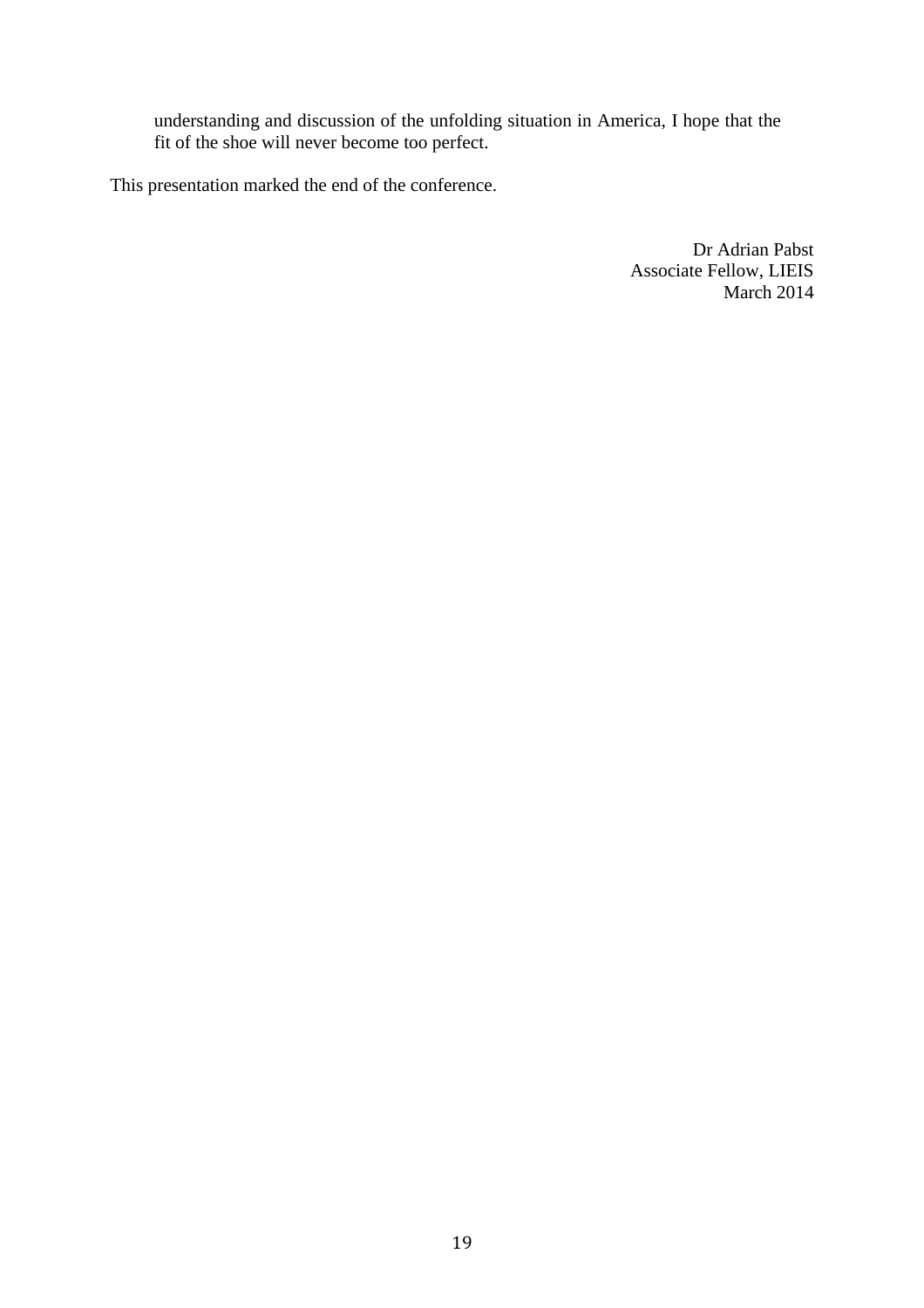> understanding and discussion of the unfolding situation in America, I hope that the fit of the shoe will never become too perfect.

This presentation marked the end of the conference.

Dr Adrian Pabst  
Associate Fellow, LIEIS  
March 2014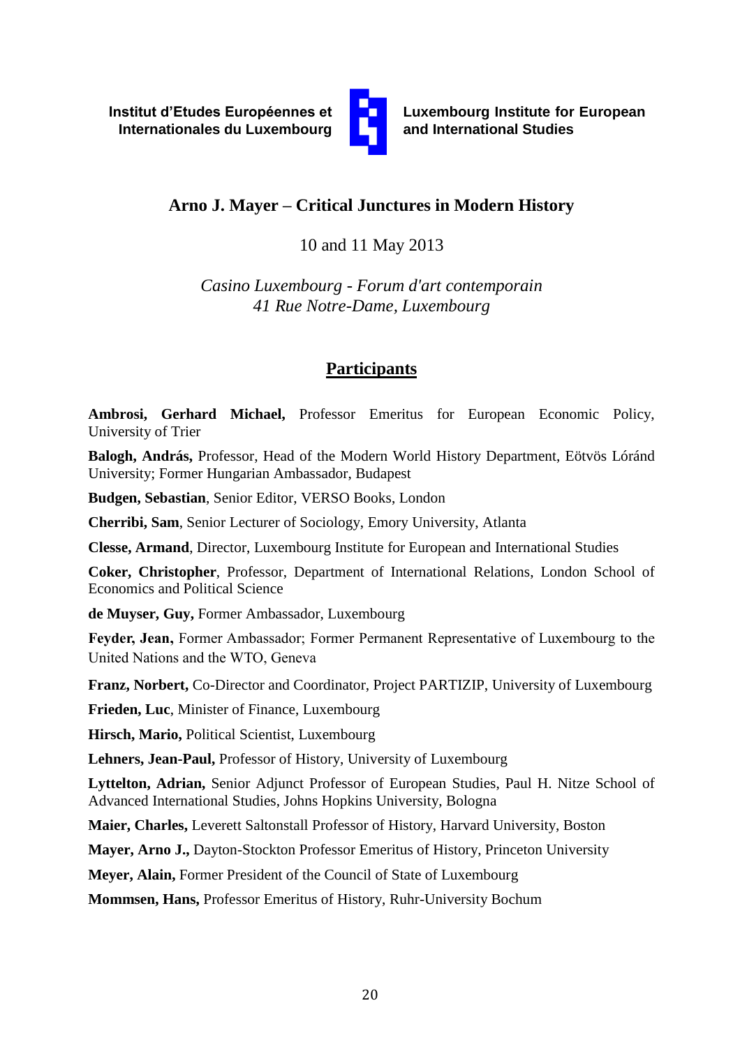Institut d'Etudes Européennes et Internationales du Luxembourg

Luxembourg Institute for European and International Studies

## Arno J. Mayer – Critical Junctures in Modern History

10 and 11 May 2013

*Casino Luxembourg - Forum d'art contemporain*
*41 Rue Notre-Dame, Luxembourg*

## Participants

**Ambrosi, Gerhard Michael,** Professor Emeritus for European Economic Policy, University of Trier

**Balogh, András,** Professor, Head of the Modern World History Department, Eötvös Lóránd University; Former Hungarian Ambassador, Budapest

**Budgen, Sebastian**, Senior Editor, VERSO Books, London

**Cherribi, Sam**, Senior Lecturer of Sociology, Emory University, Atlanta

**Clesse, Armand**, Director, Luxembourg Institute for European and International Studies

**Coker, Christopher**, Professor, Department of International Relations, London School of Economics and Political Science

**de Muyser, Guy,** Former Ambassador, Luxembourg

**Feyder, Jean,** Former Ambassador; Former Permanent Representative of Luxembourg to the United Nations and the WTO, Geneva

**Franz, Norbert,** Co-Director and Coordinator, Project PARTIZIP, University of Luxembourg

**Frieden, Luc**, Minister of Finance, Luxembourg

**Hirsch, Mario,** Political Scientist, Luxembourg

**Lehners, Jean-Paul,** Professor of History, University of Luxembourg

**Lyttelton, Adrian,** Senior Adjunct Professor of European Studies, Paul H. Nitze School of Advanced International Studies, Johns Hopkins University, Bologna

**Maier, Charles,** Leverett Saltonstall Professor of History, Harvard University, Boston

**Mayer, Arno J.,** Dayton-Stockton Professor Emeritus of History, Princeton University

**Meyer, Alain,** Former President of the Council of State of Luxembourg

**Mommsen, Hans,** Professor Emeritus of History, Ruhr-University Bochum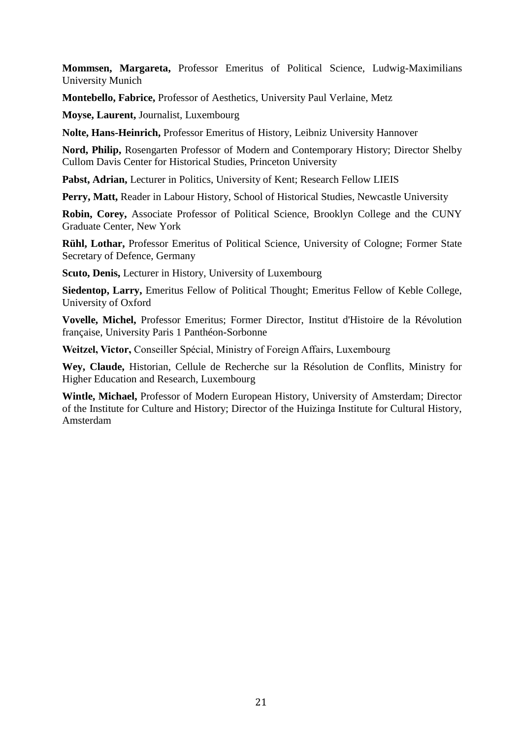**Mommsen, Margareta,** Professor Emeritus of Political Science, Ludwig-Maximilians University Munich

**Montebello, Fabrice,** Professor of Aesthetics, University Paul Verlaine, Metz

**Moyse, Laurent,** Journalist, Luxembourg

**Nolte, Hans-Heinrich,** Professor Emeritus of History, Leibniz University Hannover

**Nord, Philip,** Rosengarten Professor of Modern and Contemporary History; Director Shelby Cullom Davis Center for Historical Studies, Princeton University

**Pabst, Adrian,** Lecturer in Politics, University of Kent; Research Fellow LIEIS

**Perry, Matt,** Reader in Labour History, School of Historical Studies, Newcastle University

**Robin, Corey,** Associate Professor of Political Science, Brooklyn College and the CUNY Graduate Center, New York

**Rühl, Lothar,** Professor Emeritus of Political Science, University of Cologne; Former State Secretary of Defence, Germany

**Scuto, Denis,** Lecturer in History, University of Luxembourg

**Siedentop, Larry,** Emeritus Fellow of Political Thought; Emeritus Fellow of Keble College, University of Oxford

**Vovelle, Michel,** Professor Emeritus; Former Director, Institut d'Histoire de la Révolution française, University Paris 1 Panthéon-Sorbonne

**Weitzel, Victor,** Conseiller Spécial, Ministry of Foreign Affairs, Luxembourg

**Wey, Claude,** Historian, Cellule de Recherche sur la Résolution de Conflits, Ministry for Higher Education and Research, Luxembourg

**Wintle, Michael,** Professor of Modern European History, University of Amsterdam; Director of the Institute for Culture and History; Director of the Huizinga Institute for Cultural History, Amsterdam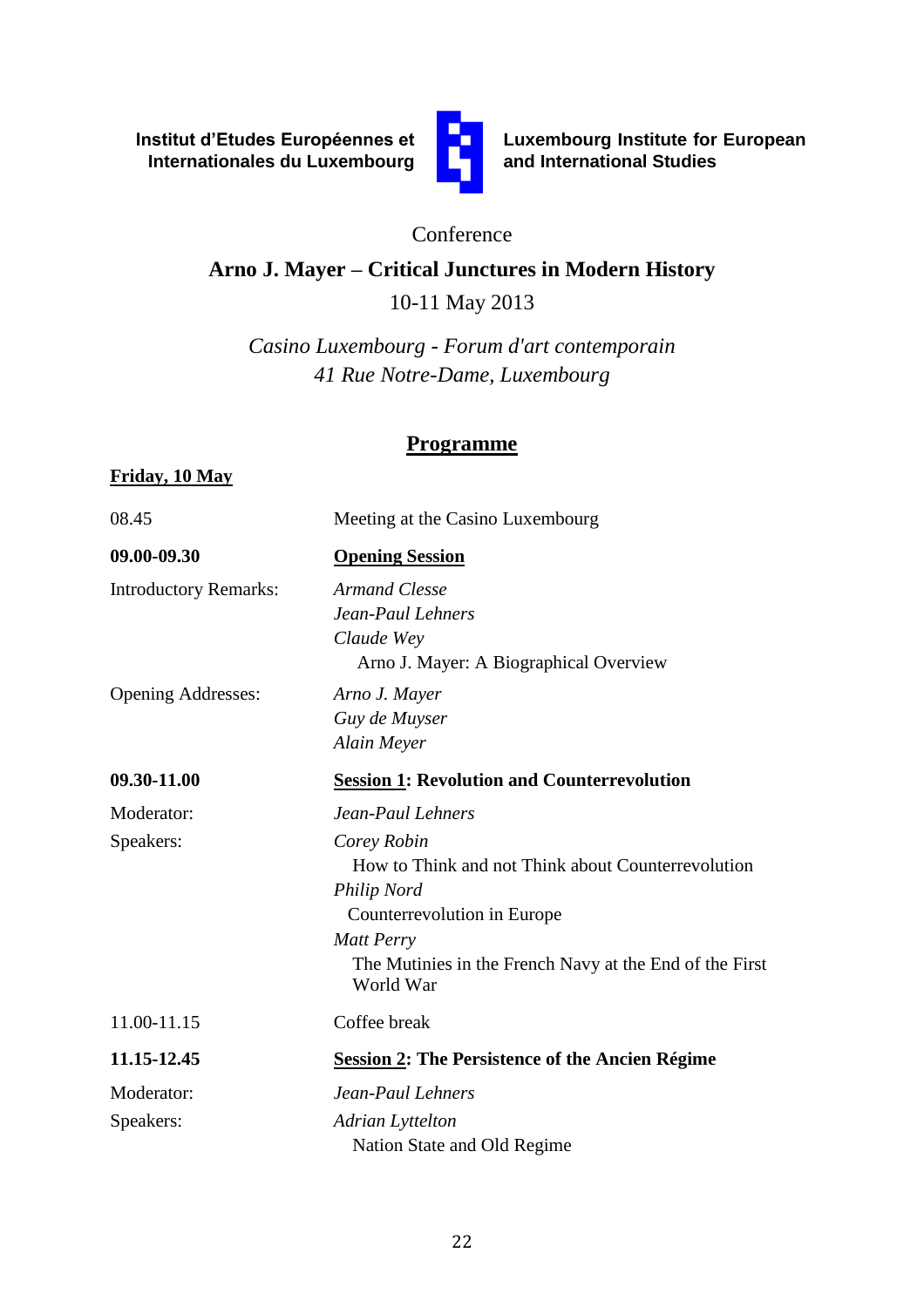**Institut d'Etudes Européennes et Internationales du Luxembourg**

**Luxembourg Institute for European and International Studies**

Conference

**Arno J. Mayer – Critical Junctures in Modern History**

10-11 May 2013

*Casino Luxembourg - Forum d'art contemporain*
*41 Rue Notre-Dame, Luxembourg*

## Programme

**Friday, 10 May**

| | |
|---|---|
| 08.45 | Meeting at the Casino Luxembourg |
| **09.00-09.30** | **Opening Session** |
| Introductory Remarks: | *Armand Clesse*<br>*Jean-Paul Lehners*<br>*Claude Wey*<br>Arno J. Mayer: A Biographical Overview |
| Opening Addresses: | *Arno J. Mayer*<br>*Guy de Muyser*<br>*Alain Meyer* |
| **09.30-11.00** | **Session 1: Revolution and Counterrevolution** |
| Moderator: | *Jean-Paul Lehners* |
| Speakers: | *Corey Robin*<br>How to Think and not Think about Counterrevolution<br>*Philip Nord*<br>Counterrevolution in Europe<br>*Matt Perry*<br>The Mutinies in the French Navy at the End of the First World War |
| 11.00-11.15 | Coffee break |
| **11.15-12.45** | **Session 2: The Persistence of the Ancien Régime** |
| Moderator: | *Jean-Paul Lehners* |
| Speakers: | *Adrian Lyttelton*<br>Nation State and Old Regime |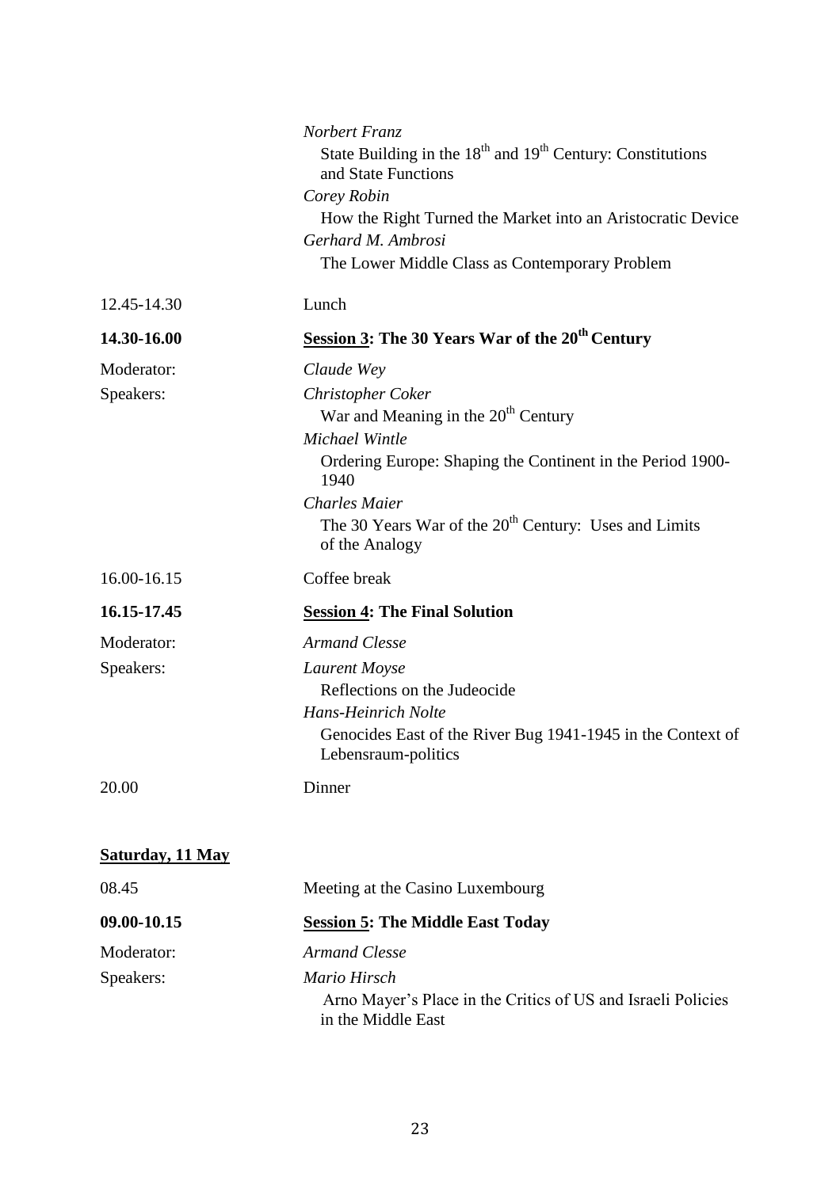| | |
|---|---|
| | *Norbert Franz* |
| | State Building in the 18th and 19th Century: Constitutions and State Functions |
| | *Corey Robin* |
| | How the Right Turned the Market into an Aristocratic Device |
| | *Gerhard M. Ambrosi* |
| | The Lower Middle Class as Contemporary Problem |
| 12.45-14.30 | Lunch |
| **14.30-16.00** | **<u>Session 3</u>: The 30 Years War of the 20th Century** |
| Moderator: | *Claude Wey* |
| Speakers: | *Christopher Coker* |
| | War and Meaning in the 20th Century |
| | *Michael Wintle* |
| | Ordering Europe: Shaping the Continent in the Period 1900-1940 |
| | *Charles Maier* |
| | The 30 Years War of the 20th Century: Uses and Limits of the Analogy |
| 16.00-16.15 | Coffee break |
| **16.15-17.45** | **<u>Session 4</u>: The Final Solution** |
| Moderator: | *Armand Clesse* |
| Speakers: | *Laurent Moyse* |
| | Reflections on the Judeocide |
| | *Hans-Heinrich Nolte* |
| | Genocides East of the River Bug 1941-1945 in the Context of Lebensraum-politics |
| 20.00 | Dinner |

**<u>Saturday, 11 May</u>**

| | |
|---|---|
| 08.45 | Meeting at the Casino Luxembourg |
| **09.00-10.15** | **<u>Session 5</u>: The Middle East Today** |
| Moderator: | *Armand Clesse* |
| Speakers: | *Mario Hirsch* |
| | Arno Mayer's Place in the Critics of US and Israeli Policies in the Middle East |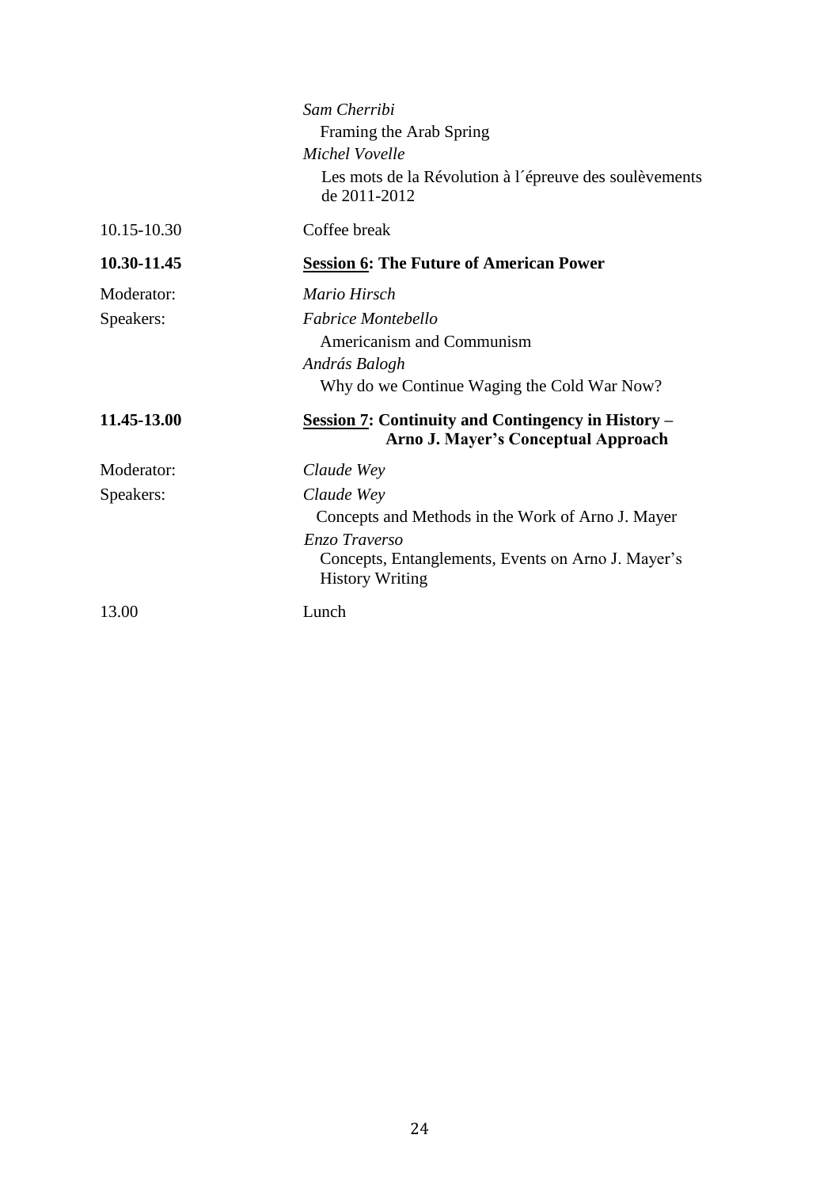| | |
|---|---|
| | *Sam Cherribi* |
| | Framing the Arab Spring |
| | *Michel Vovelle* |
| | Les mots de la Révolution à l´épreuve des soulèvements de 2011-2012 |
| 10.15-10.30 | Coffee break |
| **10.30-11.45** | **<u>Session 6</u>: The Future of American Power** |
| Moderator: | *Mario Hirsch* |
| Speakers: | *Fabrice Montebello* |
| | Americanism and Communism |
| | *András Balogh* |
| | Why do we Continue Waging the Cold War Now? |
| **11.45-13.00** | **<u>Session 7</u>: Continuity and Contingency in History – Arno J. Mayer's Conceptual Approach** |
| Moderator: | *Claude Wey* |
| Speakers: | *Claude Wey* |
| | Concepts and Methods in the Work of Arno J. Mayer |
| | *Enzo Traverso* |
| | Concepts, Entanglements, Events on Arno J. Mayer's History Writing |
| 13.00 | Lunch |